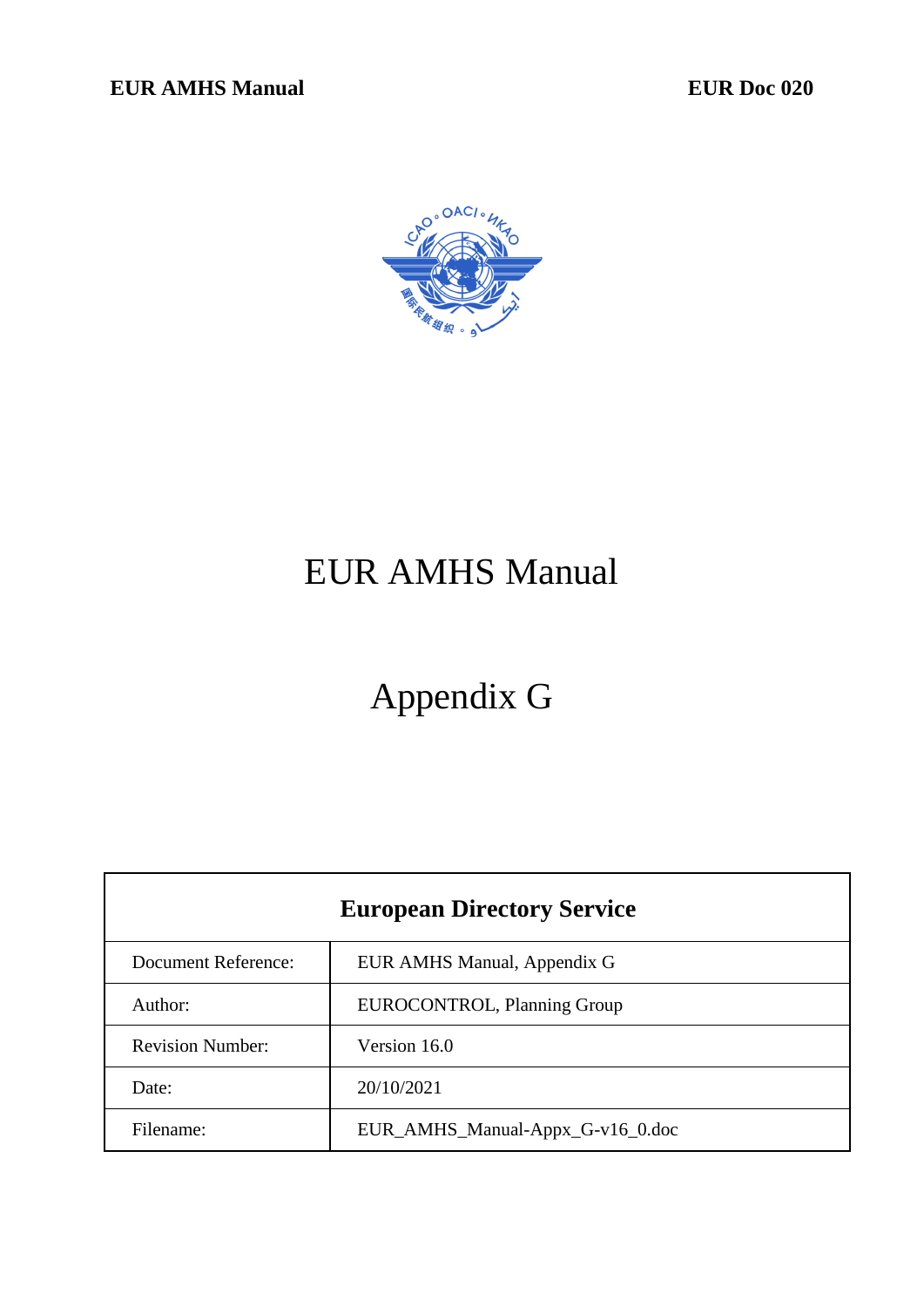# EUR AMHS Manual

# Appendix G

| European Directory Service | |
|---|---|
| Document Reference: | EUR AMHS Manual, Appendix G |
| Author: | EUROCONTROL, Planning Group |
| Revision Number: | Version 16.0 |
| Date: | 20/10/2021 |
| Filename: | EUR_AMHS_Manual-Appx_G-v16_0.doc |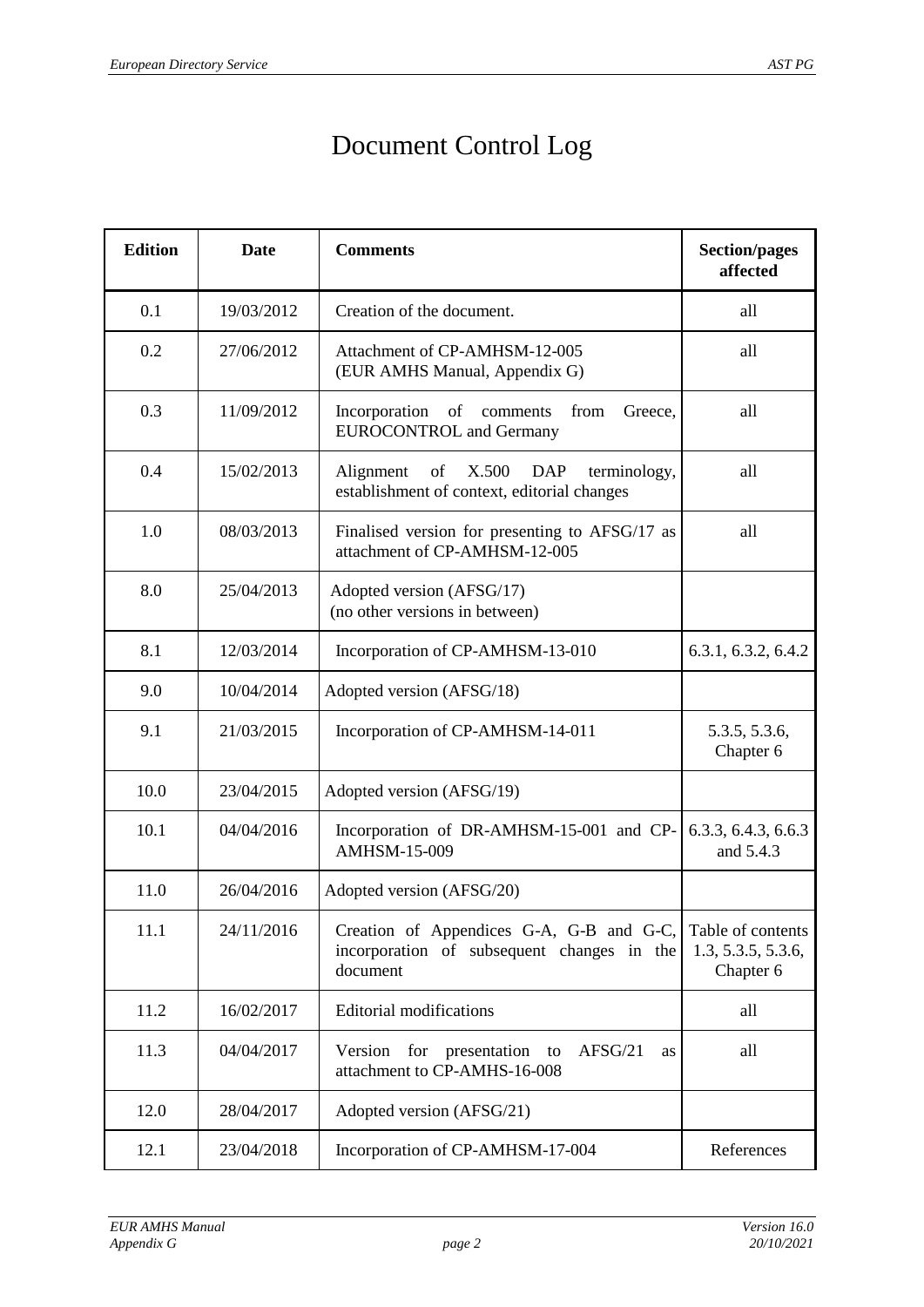# Document Control Log

| Edition | Date | Comments | Section/pages affected |
|---|---|---|---|
| 0.1 | 19/03/2012 | Creation of the document. | all |
| 0.2 | 27/06/2012 | Attachment of CP-AMHSM-12-005 (EUR AMHS Manual, Appendix G) | all |
| 0.3 | 11/09/2012 | Incorporation of comments from Greece, EUROCONTROL and Germany | all |
| 0.4 | 15/02/2013 | Alignment of X.500 DAP terminology, establishment of context, editorial changes | all |
| 1.0 | 08/03/2013 | Finalised version for presenting to AFSG/17 as attachment of CP-AMHSM-12-005 | all |
| 8.0 | 25/04/2013 | Adopted version (AFSG/17) (no other versions in between) | |
| 8.1 | 12/03/2014 | Incorporation of CP-AMHSM-13-010 | 6.3.1, 6.3.2, 6.4.2 |
| 9.0 | 10/04/2014 | Adopted version (AFSG/18) | |
| 9.1 | 21/03/2015 | Incorporation of CP-AMHSM-14-011 | 5.3.5, 5.3.6, Chapter 6 |
| 10.0 | 23/04/2015 | Adopted version (AFSG/19) | |
| 10.1 | 04/04/2016 | Incorporation of DR-AMHSM-15-001 and CP-AMHSM-15-009 | 6.3.3, 6.4.3, 6.6.3 and 5.4.3 |
| 11.0 | 26/04/2016 | Adopted version (AFSG/20) | |
| 11.1 | 24/11/2016 | Creation of Appendices G-A, G-B and G-C, incorporation of subsequent changes in the document | Table of contents 1.3, 5.3.5, 5.3.6, Chapter 6 |
| 11.2 | 16/02/2017 | Editorial modifications | all |
| 11.3 | 04/04/2017 | Version for presentation to AFSG/21 as attachment to CP-AMHS-16-008 | all |
| 12.0 | 28/04/2017 | Adopted version (AFSG/21) | |
| 12.1 | 23/04/2018 | Incorporation of CP-AMHSM-17-004 | References |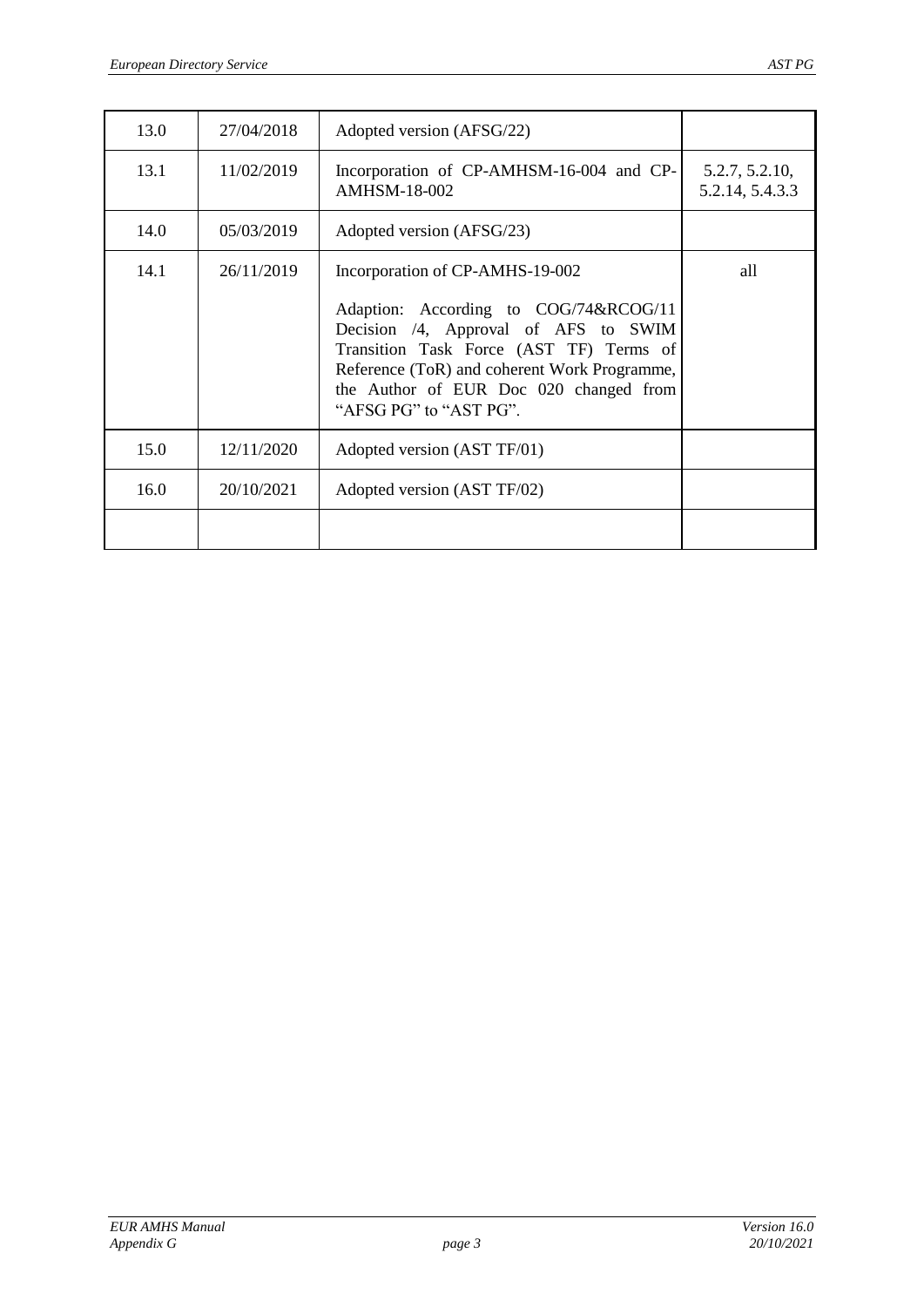| | | | |
|---|---|---|---|
| 13.0 | 27/04/2018 | Adopted version (AFSG/22) | |
| 13.1 | 11/02/2019 | Incorporation of CP-AMHSM-16-004 and CP-AMHSM-18-002 | 5.2.7, 5.2.10, 5.2.14, 5.4.3.3 |
| 14.0 | 05/03/2019 | Adopted version (AFSG/23) | |
| 14.1 | 26/11/2019 | Incorporation of CP-AMHS-19-002<br><br>Adaption: According to COG/74&RCOG/11 Decision /4, Approval of AFS to SWIM Transition Task Force (AST TF) Terms of Reference (ToR) and coherent Work Programme, the Author of EUR Doc 020 changed from "AFSG PG" to "AST PG". | all |
| 15.0 | 12/11/2020 | Adopted version (AST TF/01) | |
| 16.0 | 20/10/2021 | Adopted version (AST TF/02) | |
| | | | |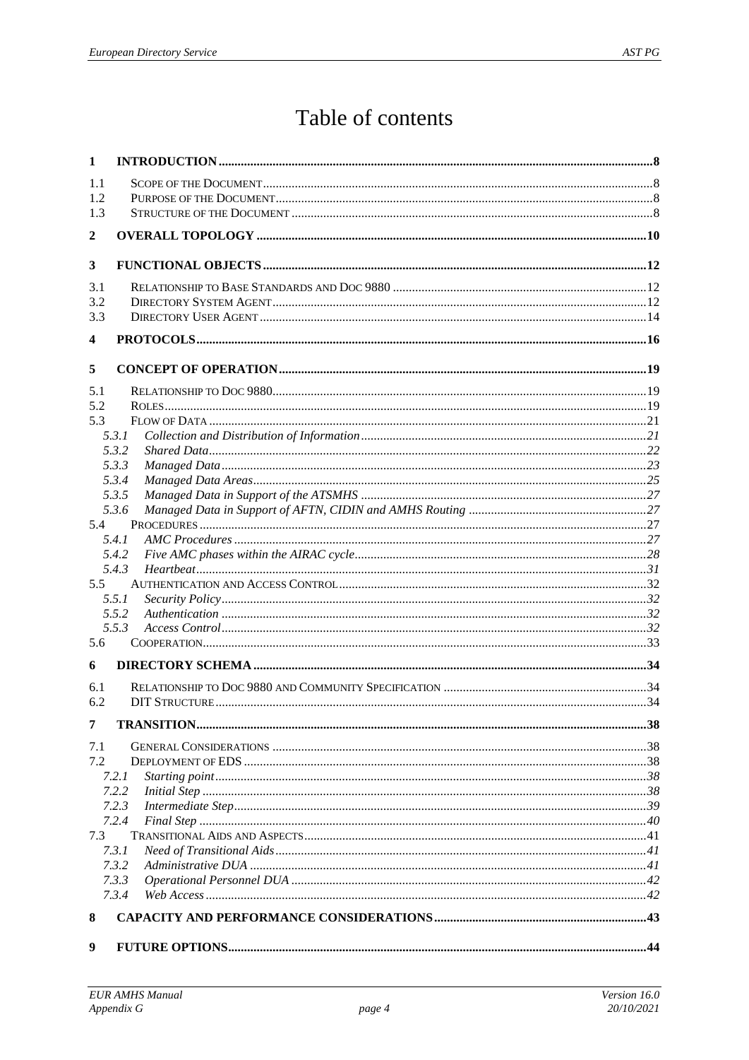# Table of contents

| | | |
|---|---|---|
| **1** | **INTRODUCTION** | **8** |
| 1.1 | Scope of the Document | 8 |
| 1.2 | Purpose of the Document | 8 |
| 1.3 | Structure of the Document | 8 |
| **2** | **OVERALL TOPOLOGY** | **10** |
| **3** | **FUNCTIONAL OBJECTS** | **12** |
| 3.1 | Relationship to Base Standards and Doc 9880 | 12 |
| 3.2 | Directory System Agent | 12 |
| 3.3 | Directory User Agent | 14 |
| **4** | **PROTOCOLS** | **16** |
| **5** | **CONCEPT OF OPERATION** | **19** |
| 5.1 | Relationship to Doc 9880 | 19 |
| 5.2 | Roles | 19 |
| 5.3 | Flow of Data | 21 |
| 5.3.1 | *Collection and Distribution of Information* | *21* |
| 5.3.2 | *Shared Data* | *22* |
| 5.3.3 | *Managed Data* | *23* |
| 5.3.4 | *Managed Data Areas* | *25* |
| 5.3.5 | *Managed Data in Support of the ATSMHS* | *27* |
| 5.3.6 | *Managed Data in Support of AFTN, CIDIN and AMHS Routing* | *27* |
| 5.4 | Procedures | 27 |
| 5.4.1 | *AMC Procedures* | *27* |
| 5.4.2 | *Five AMC phases within the AIRAC cycle* | *28* |
| 5.4.3 | *Heartbeat* | *31* |
| 5.5 | Authentication and Access Control | 32 |
| 5.5.1 | *Security Policy* | *32* |
| 5.5.2 | *Authentication* | *32* |
| 5.5.3 | *Access Control* | *32* |
| 5.6 | Cooperation | 33 |
| **6** | **DIRECTORY SCHEMA** | **34** |
| 6.1 | Relationship to Doc 9880 and Community Specification | 34 |
| 6.2 | DIT Structure | 34 |
| **7** | **TRANSITION** | **38** |
| 7.1 | General Considerations | 38 |
| 7.2 | Deployment of EDS | 38 |
| 7.2.1 | *Starting point* | *38* |
| 7.2.2 | *Initial Step* | *38* |
| 7.2.3 | *Intermediate Step* | *39* |
| 7.2.4 | *Final Step* | *40* |
| 7.3 | Transitional Aids and Aspects | 41 |
| 7.3.1 | *Need of Transitional Aids* | *41* |
| 7.3.2 | *Administrative DUA* | *41* |
| 7.3.3 | *Operational Personnel DUA* | *42* |
| 7.3.4 | *Web Access* | *42* |
| **8** | **CAPACITY AND PERFORMANCE CONSIDERATIONS** | **43** |
| **9** | **FUTURE OPTIONS** | **44** |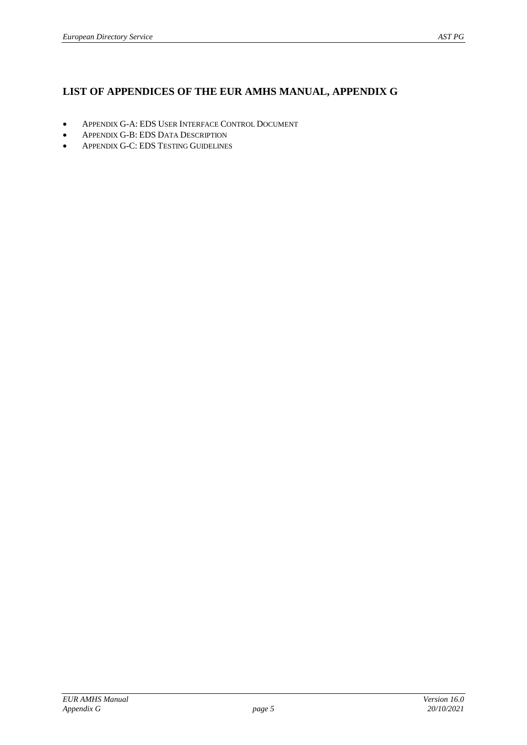## LIST OF APPENDICES OF THE EUR AMHS MANUAL, APPENDIX G

- APPENDIX G-A: EDS USER INTERFACE CONTROL DOCUMENT
- APPENDIX G-B: EDS DATA DESCRIPTION
- APPENDIX G-C: EDS TESTING GUIDELINES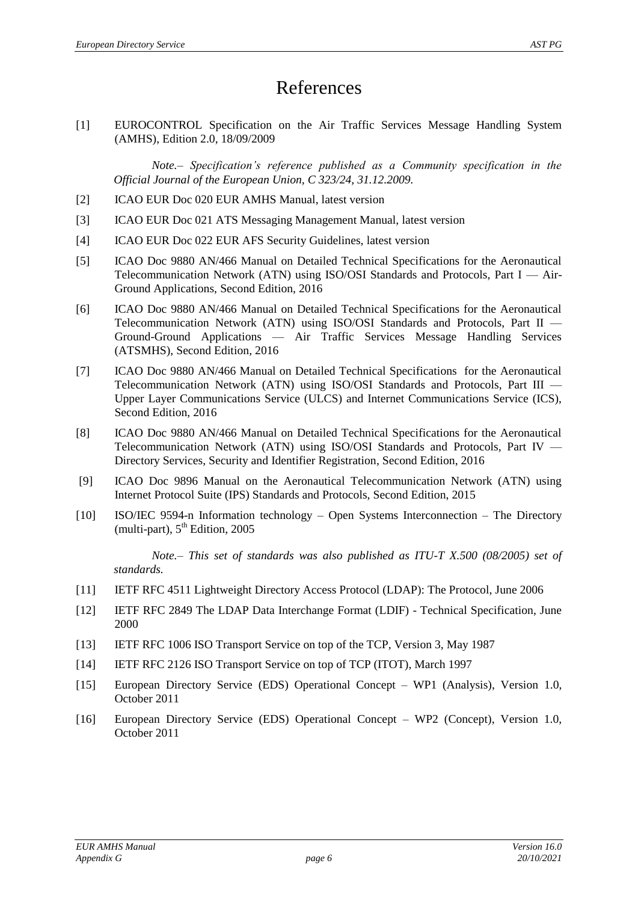# References

[1] EUROCONTROL Specification on the Air Traffic Services Message Handling System (AMHS), Edition 2.0, 18/09/2009

*Note.– Specification's reference published as a Community specification in the Official Journal of the European Union, C 323/24, 31.12.2009.*

[2] ICAO EUR Doc 020 EUR AMHS Manual, latest version

[3] ICAO EUR Doc 021 ATS Messaging Management Manual, latest version

[4] ICAO EUR Doc 022 EUR AFS Security Guidelines, latest version

[5] ICAO Doc 9880 AN/466 Manual on Detailed Technical Specifications for the Aeronautical Telecommunication Network (ATN) using ISO/OSI Standards and Protocols, Part I — Air-Ground Applications, Second Edition, 2016

[6] ICAO Doc 9880 AN/466 Manual on Detailed Technical Specifications for the Aeronautical Telecommunication Network (ATN) using ISO/OSI Standards and Protocols, Part II — Ground-Ground Applications — Air Traffic Services Message Handling Services (ATSMHS), Second Edition, 2016

[7] ICAO Doc 9880 AN/466 Manual on Detailed Technical Specifications for the Aeronautical Telecommunication Network (ATN) using ISO/OSI Standards and Protocols, Part III — Upper Layer Communications Service (ULCS) and Internet Communications Service (ICS), Second Edition, 2016

[8] ICAO Doc 9880 AN/466 Manual on Detailed Technical Specifications for the Aeronautical Telecommunication Network (ATN) using ISO/OSI Standards and Protocols, Part IV — Directory Services, Security and Identifier Registration, Second Edition, 2016

[9] ICAO Doc 9896 Manual on the Aeronautical Telecommunication Network (ATN) using Internet Protocol Suite (IPS) Standards and Protocols, Second Edition, 2015

[10] ISO/IEC 9594-n Information technology – Open Systems Interconnection – The Directory (multi-part), 5th Edition, 2005

*Note.– This set of standards was also published as ITU-T X.500 (08/2005) set of standards.*

[11] IETF RFC 4511 Lightweight Directory Access Protocol (LDAP): The Protocol, June 2006

[12] IETF RFC 2849 The LDAP Data Interchange Format (LDIF) - Technical Specification, June 2000

[13] IETF RFC 1006 ISO Transport Service on top of the TCP, Version 3, May 1987

[14] IETF RFC 2126 ISO Transport Service on top of TCP (ITOT), March 1997

[15] European Directory Service (EDS) Operational Concept – WP1 (Analysis), Version 1.0, October 2011

[16] European Directory Service (EDS) Operational Concept – WP2 (Concept), Version 1.0, October 2011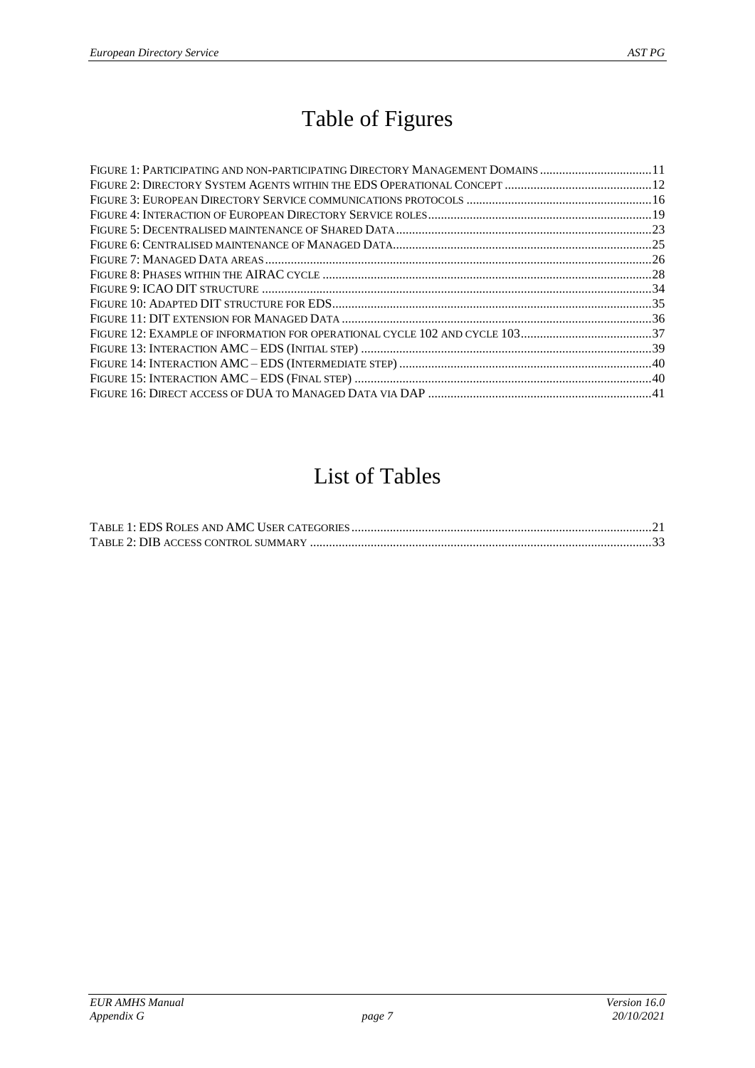# Table of Figures

Figure 1: Participating and non-participating Directory Management Domains ..................................11
Figure 2: Directory System Agents within the EDS Operational Concept ..............................................12
Figure 3: European Directory Service communications protocols ..........................................................16
Figure 4: Interaction of European Directory Service roles.....................................................................19
Figure 5: Decentralised maintenance of Shared Data...............................................................................23
Figure 6: Centralised maintenance of Managed Data................................................................................25
Figure 7: Managed Data areas.........................................................................................................................26
Figure 8: Phases within the AIRAC cycle .....................................................................................................28
Figure 9: ICAO DIT structure .........................................................................................................................34
Figure 10: Adapted DIT structure for EDS...................................................................................................35
Figure 11: DIT extension for Managed Data ................................................................................................36
Figure 12: Example of information for operational cycle 102 and cycle 103.........................................37
Figure 13: Interaction AMC – EDS (Initial step) ..........................................................................................39
Figure 14: Interaction AMC – EDS (Intermediate step) ..............................................................................40
Figure 15: Interaction AMC – EDS (Final step) ............................................................................................40
Figure 16: Direct access of DUA to Managed Data via DAP .....................................................................41

# List of Tables

Table 1: EDS Roles and AMC User categories............................................................................................21
Table 2: DIB access control summary ..........................................................................................................33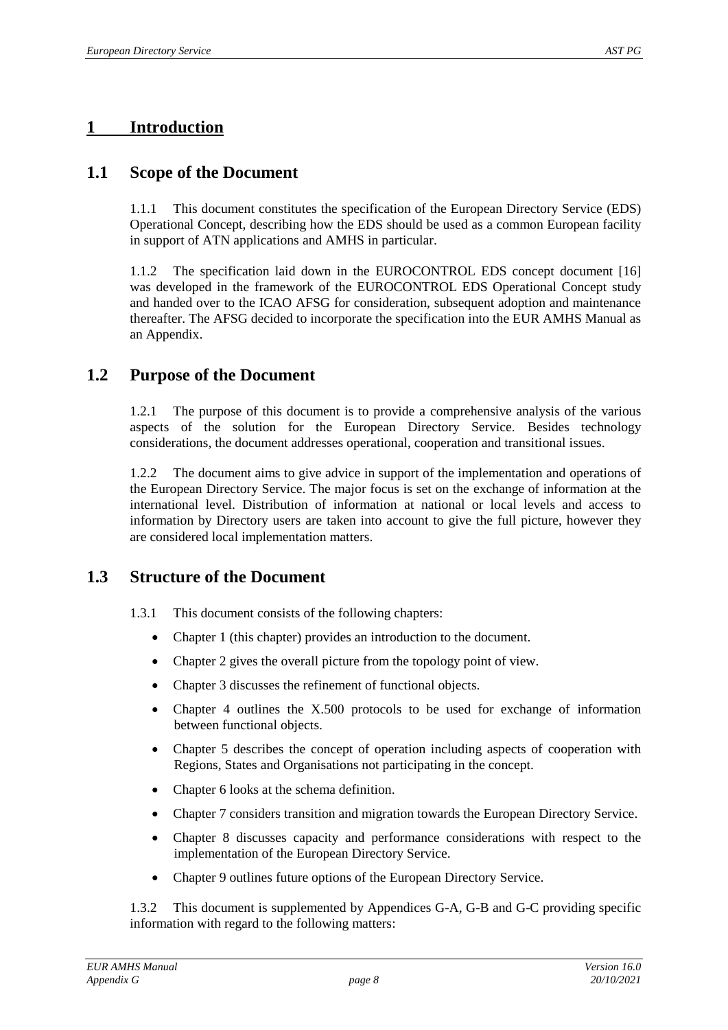# 1 Introduction

## 1.1 Scope of the Document

1.1.1 This document constitutes the specification of the European Directory Service (EDS) Operational Concept, describing how the EDS should be used as a common European facility in support of ATN applications and AMHS in particular.

1.1.2 The specification laid down in the EUROCONTROL EDS concept document [16] was developed in the framework of the EUROCONTROL EDS Operational Concept study and handed over to the ICAO AFSG for consideration, subsequent adoption and maintenance thereafter. The AFSG decided to incorporate the specification into the EUR AMHS Manual as an Appendix.

## 1.2 Purpose of the Document

1.2.1 The purpose of this document is to provide a comprehensive analysis of the various aspects of the solution for the European Directory Service. Besides technology considerations, the document addresses operational, cooperation and transitional issues.

1.2.2 The document aims to give advice in support of the implementation and operations of the European Directory Service. The major focus is set on the exchange of information at the international level. Distribution of information at national or local levels and access to information by Directory users are taken into account to give the full picture, however they are considered local implementation matters.

## 1.3 Structure of the Document

1.3.1 This document consists of the following chapters:

- Chapter 1 (this chapter) provides an introduction to the document.
- Chapter 2 gives the overall picture from the topology point of view.
- Chapter 3 discusses the refinement of functional objects.
- Chapter 4 outlines the X.500 protocols to be used for exchange of information between functional objects.
- Chapter 5 describes the concept of operation including aspects of cooperation with Regions, States and Organisations not participating in the concept.
- Chapter 6 looks at the schema definition.
- Chapter 7 considers transition and migration towards the European Directory Service.
- Chapter 8 discusses capacity and performance considerations with respect to the implementation of the European Directory Service.
- Chapter 9 outlines future options of the European Directory Service.

1.3.2 This document is supplemented by Appendices G-A, G-B and G-C providing specific information with regard to the following matters: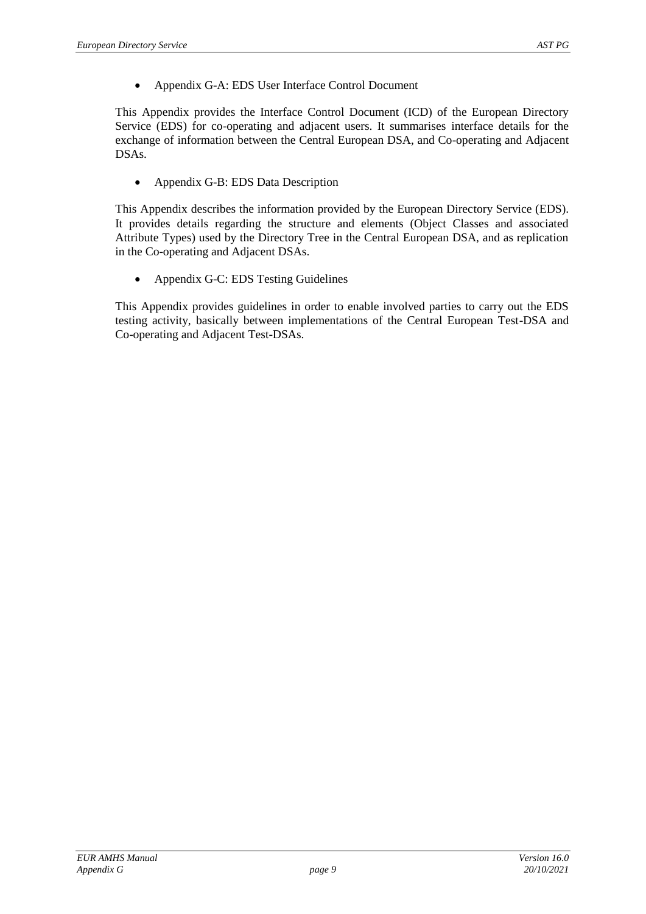- Appendix G-A: EDS User Interface Control Document

This Appendix provides the Interface Control Document (ICD) of the European Directory Service (EDS) for co-operating and adjacent users. It summarises interface details for the exchange of information between the Central European DSA, and Co-operating and Adjacent DSAs.

- Appendix G-B: EDS Data Description

This Appendix describes the information provided by the European Directory Service (EDS). It provides details regarding the structure and elements (Object Classes and associated Attribute Types) used by the Directory Tree in the Central European DSA, and as replication in the Co-operating and Adjacent DSAs.

- Appendix G-C: EDS Testing Guidelines

This Appendix provides guidelines in order to enable involved parties to carry out the EDS testing activity, basically between implementations of the Central European Test-DSA and Co-operating and Adjacent Test-DSAs.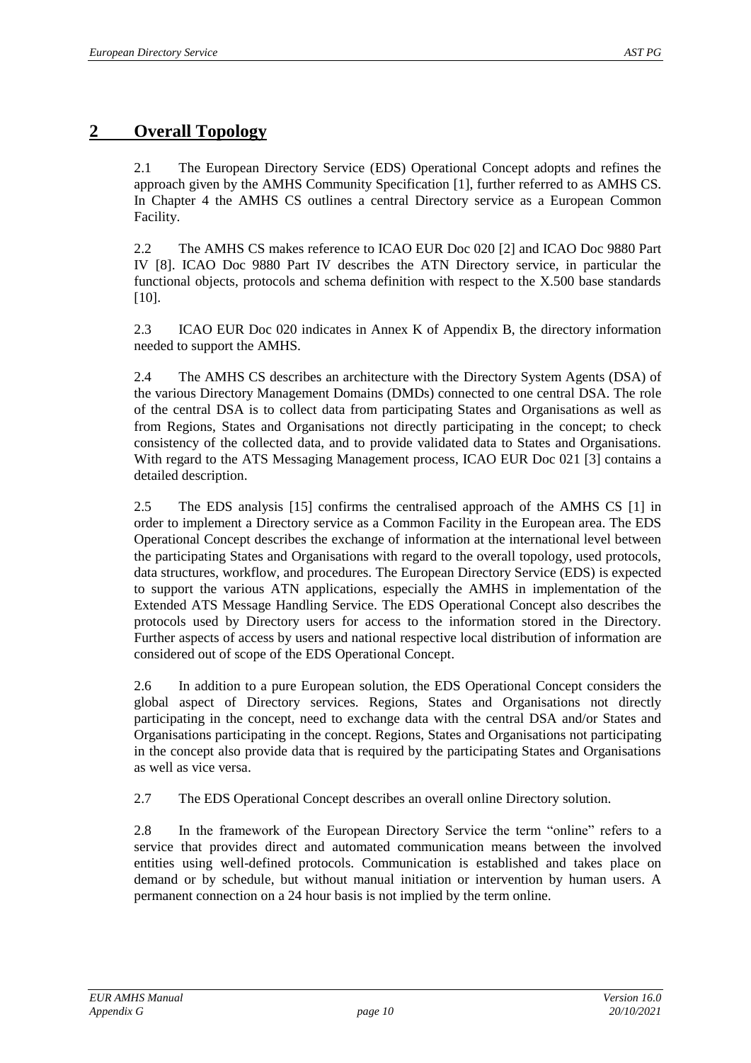# 2 Overall Topology

2.1 The European Directory Service (EDS) Operational Concept adopts and refines the approach given by the AMHS Community Specification [1], further referred to as AMHS CS. In Chapter 4 the AMHS CS outlines a central Directory service as a European Common Facility.

2.2 The AMHS CS makes reference to ICAO EUR Doc 020 [2] and ICAO Doc 9880 Part IV [8]. ICAO Doc 9880 Part IV describes the ATN Directory service, in particular the functional objects, protocols and schema definition with respect to the X.500 base standards [10].

2.3 ICAO EUR Doc 020 indicates in Annex K of Appendix B, the directory information needed to support the AMHS.

2.4 The AMHS CS describes an architecture with the Directory System Agents (DSA) of the various Directory Management Domains (DMDs) connected to one central DSA. The role of the central DSA is to collect data from participating States and Organisations as well as from Regions, States and Organisations not directly participating in the concept; to check consistency of the collected data, and to provide validated data to States and Organisations. With regard to the ATS Messaging Management process, ICAO EUR Doc 021 [3] contains a detailed description.

2.5 The EDS analysis [15] confirms the centralised approach of the AMHS CS [1] in order to implement a Directory service as a Common Facility in the European area. The EDS Operational Concept describes the exchange of information at the international level between the participating States and Organisations with regard to the overall topology, used protocols, data structures, workflow, and procedures. The European Directory Service (EDS) is expected to support the various ATN applications, especially the AMHS in implementation of the Extended ATS Message Handling Service. The EDS Operational Concept also describes the protocols used by Directory users for access to the information stored in the Directory. Further aspects of access by users and national respective local distribution of information are considered out of scope of the EDS Operational Concept.

2.6 In addition to a pure European solution, the EDS Operational Concept considers the global aspect of Directory services. Regions, States and Organisations not directly participating in the concept, need to exchange data with the central DSA and/or States and Organisations participating in the concept. Regions, States and Organisations not participating in the concept also provide data that is required by the participating States and Organisations as well as vice versa.

2.7 The EDS Operational Concept describes an overall online Directory solution.

2.8 In the framework of the European Directory Service the term "online" refers to a service that provides direct and automated communication means between the involved entities using well-defined protocols. Communication is established and takes place on demand or by schedule, but without manual initiation or intervention by human users. A permanent connection on a 24 hour basis is not implied by the term online.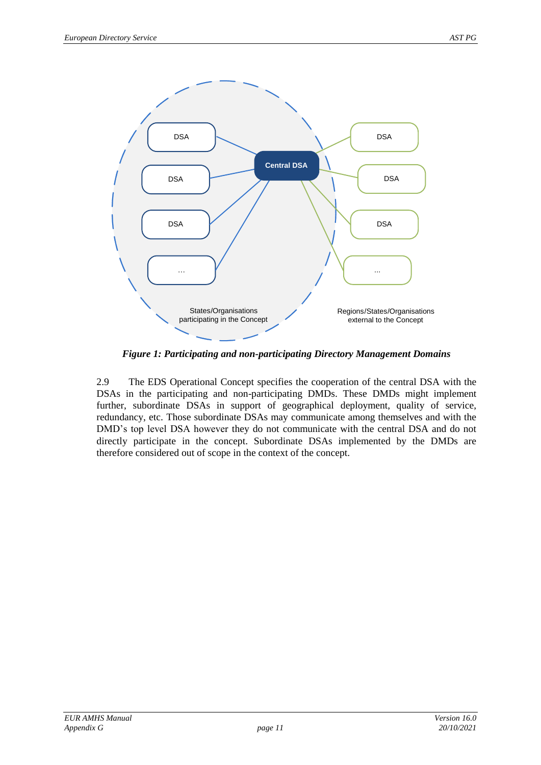*Figure 1: Participating and non-participating Directory Management Domains*

2.9 The EDS Operational Concept specifies the cooperation of the central DSA with the DSAs in the participating and non-participating DMDs. These DMDs might implement further, subordinate DSAs in support of geographical deployment, quality of service, redundancy, etc. Those subordinate DSAs may communicate among themselves and with the DMD's top level DSA however they do not communicate with the central DSA and do not directly participate in the concept. Subordinate DSAs implemented by the DMDs are therefore considered out of scope in the context of the concept.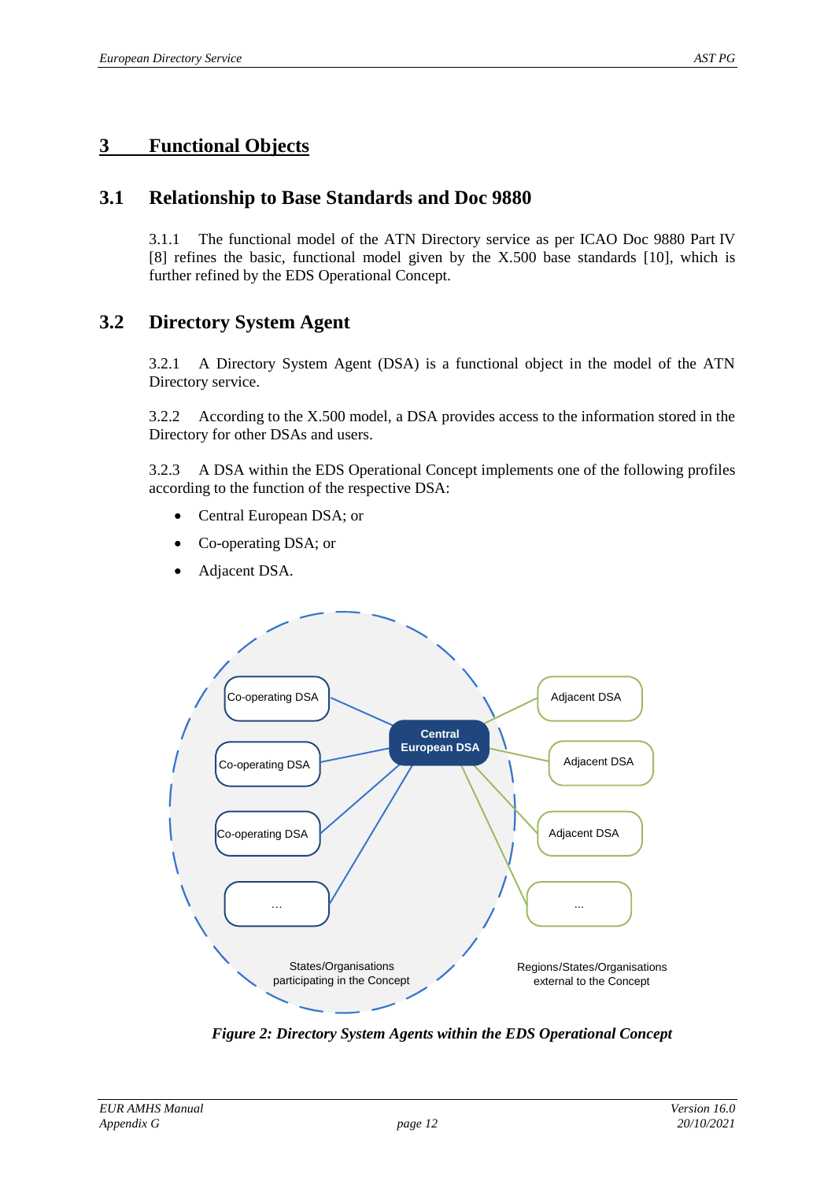# 3 Functional Objects

## 3.1 Relationship to Base Standards and Doc 9880

3.1.1 The functional model of the ATN Directory service as per ICAO Doc 9880 Part IV [8] refines the basic, functional model given by the X.500 base standards [10], which is further refined by the EDS Operational Concept.

## 3.2 Directory System Agent

3.2.1 A Directory System Agent (DSA) is a functional object in the model of the ATN Directory service.

3.2.2 According to the X.500 model, a DSA provides access to the information stored in the Directory for other DSAs and users.

3.2.3 A DSA within the EDS Operational Concept implements one of the following profiles according to the function of the respective DSA:

- Central European DSA; or
- Co-operating DSA; or
- Adjacent DSA.

*Figure 2: Directory System Agents within the EDS Operational Concept*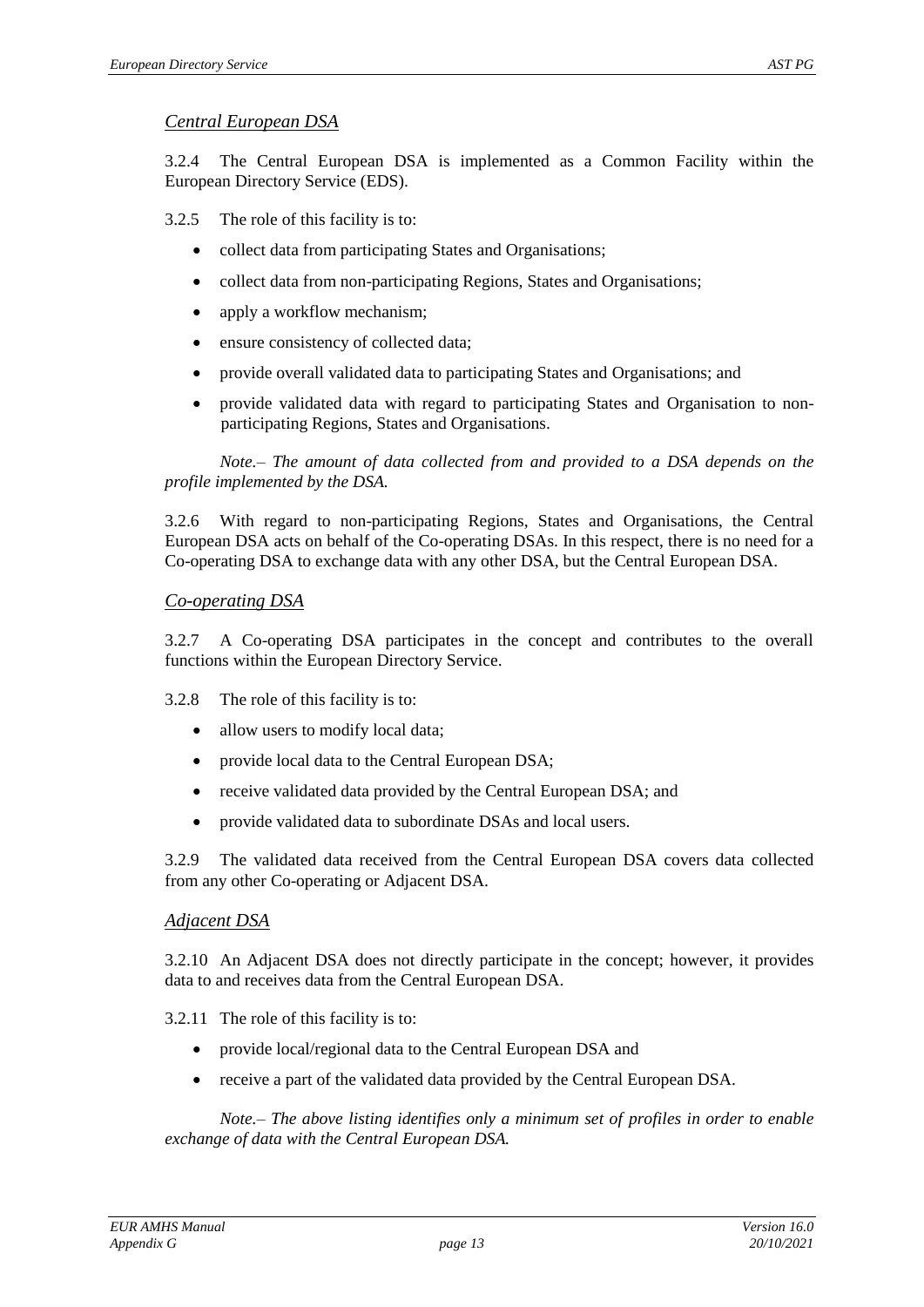*Central European DSA*

3.2.4 The Central European DSA is implemented as a Common Facility within the European Directory Service (EDS).

3.2.5 The role of this facility is to:

- collect data from participating States and Organisations;
- collect data from non-participating Regions, States and Organisations;
- apply a workflow mechanism;
- ensure consistency of collected data;
- provide overall validated data to participating States and Organisations; and
- provide validated data with regard to participating States and Organisation to non-participating Regions, States and Organisations.

*Note.– The amount of data collected from and provided to a DSA depends on the profile implemented by the DSA.*

3.2.6 With regard to non-participating Regions, States and Organisations, the Central European DSA acts on behalf of the Co-operating DSAs. In this respect, there is no need for a Co-operating DSA to exchange data with any other DSA, but the Central European DSA.

*Co-operating DSA*

3.2.7 A Co-operating DSA participates in the concept and contributes to the overall functions within the European Directory Service.

3.2.8 The role of this facility is to:

- allow users to modify local data;
- provide local data to the Central European DSA;
- receive validated data provided by the Central European DSA; and
- provide validated data to subordinate DSAs and local users.

3.2.9 The validated data received from the Central European DSA covers data collected from any other Co-operating or Adjacent DSA.

*Adjacent DSA*

3.2.10 An Adjacent DSA does not directly participate in the concept; however, it provides data to and receives data from the Central European DSA.

3.2.11 The role of this facility is to:

- provide local/regional data to the Central European DSA and
- receive a part of the validated data provided by the Central European DSA.

*Note.– The above listing identifies only a minimum set of profiles in order to enable exchange of data with the Central European DSA.*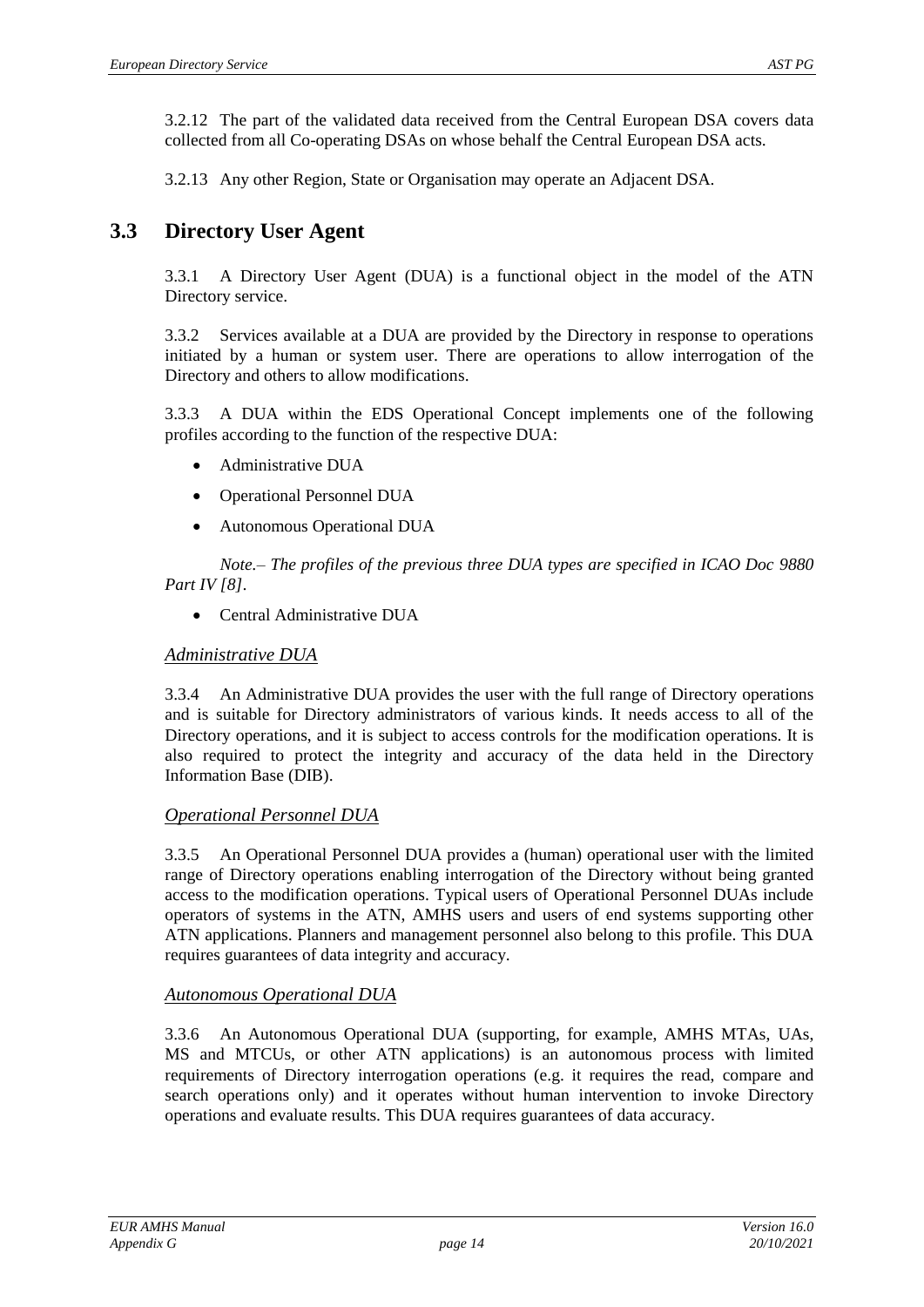3.2.12 The part of the validated data received from the Central European DSA covers data collected from all Co-operating DSAs on whose behalf the Central European DSA acts.

3.2.13 Any other Region, State or Organisation may operate an Adjacent DSA.

## 3.3 Directory User Agent

3.3.1 A Directory User Agent (DUA) is a functional object in the model of the ATN Directory service.

3.3.2 Services available at a DUA are provided by the Directory in response to operations initiated by a human or system user. There are operations to allow interrogation of the Directory and others to allow modifications.

3.3.3 A DUA within the EDS Operational Concept implements one of the following profiles according to the function of the respective DUA:

- Administrative DUA
- Operational Personnel DUA
- Autonomous Operational DUA

*Note.– The profiles of the previous three DUA types are specified in ICAO Doc 9880 Part IV [8].*

- Central Administrative DUA

*Administrative DUA*

3.3.4 An Administrative DUA provides the user with the full range of Directory operations and is suitable for Directory administrators of various kinds. It needs access to all of the Directory operations, and it is subject to access controls for the modification operations. It is also required to protect the integrity and accuracy of the data held in the Directory Information Base (DIB).

*Operational Personnel DUA*

3.3.5 An Operational Personnel DUA provides a (human) operational user with the limited range of Directory operations enabling interrogation of the Directory without being granted access to the modification operations. Typical users of Operational Personnel DUAs include operators of systems in the ATN, AMHS users and users of end systems supporting other ATN applications. Planners and management personnel also belong to this profile. This DUA requires guarantees of data integrity and accuracy.

*Autonomous Operational DUA*

3.3.6 An Autonomous Operational DUA (supporting, for example, AMHS MTAs, UAs, MS and MTCUs, or other ATN applications) is an autonomous process with limited requirements of Directory interrogation operations (e.g. it requires the read, compare and search operations only) and it operates without human intervention to invoke Directory operations and evaluate results. This DUA requires guarantees of data accuracy.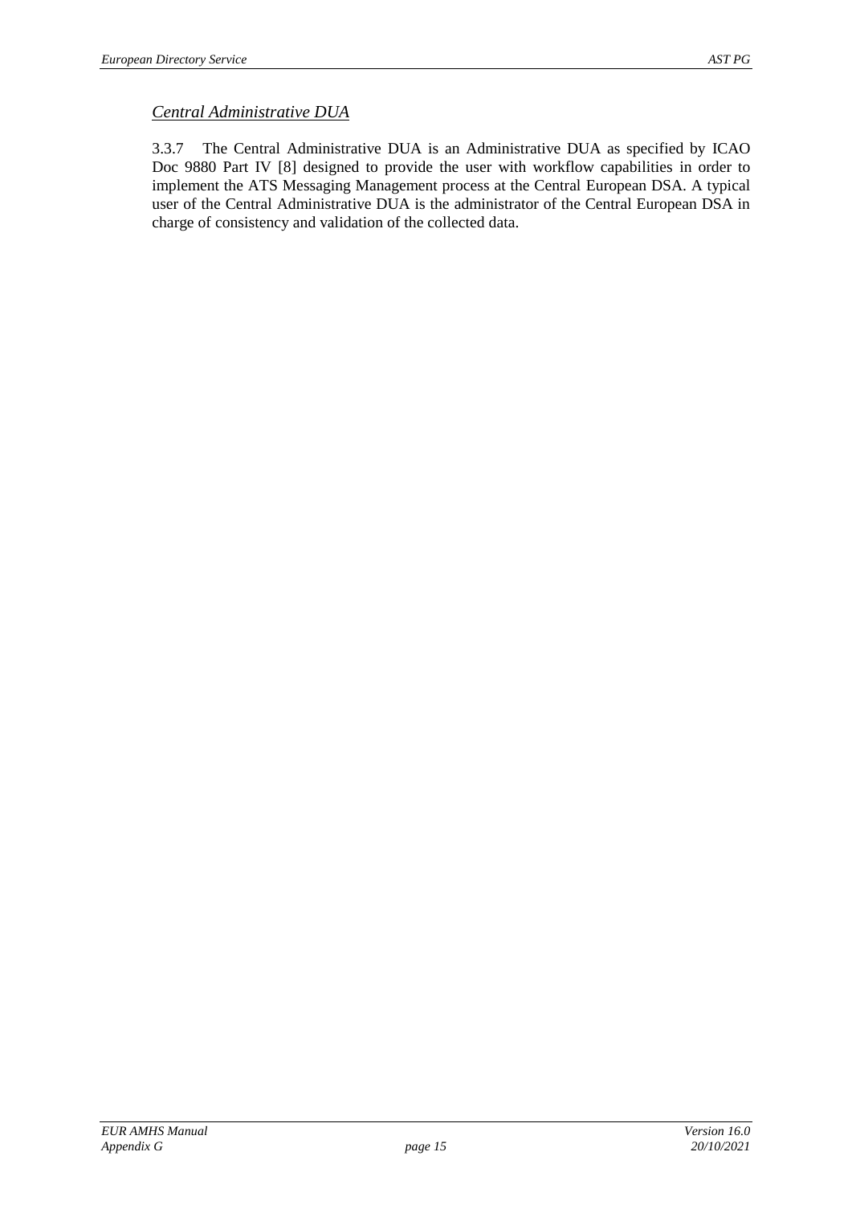*Central Administrative DUA*

3.3.7 The Central Administrative DUA is an Administrative DUA as specified by ICAO Doc 9880 Part IV [8] designed to provide the user with workflow capabilities in order to implement the ATS Messaging Management process at the Central European DSA. A typical user of the Central Administrative DUA is the administrator of the Central European DSA in charge of consistency and validation of the collected data.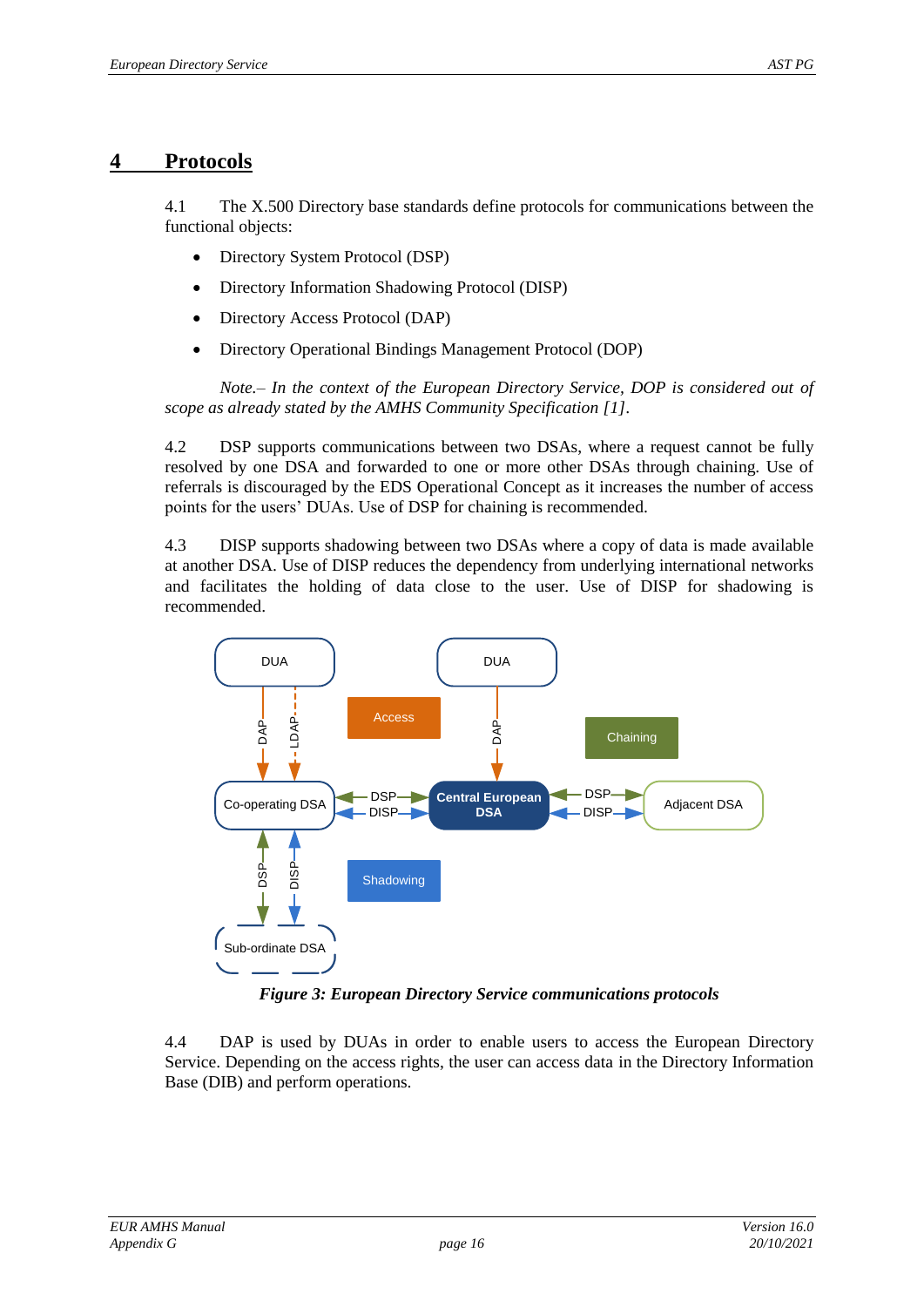# 4 Protocols

4.1 The X.500 Directory base standards define protocols for communications between the functional objects:

- Directory System Protocol (DSP)
- Directory Information Shadowing Protocol (DISP)
- Directory Access Protocol (DAP)
- Directory Operational Bindings Management Protocol (DOP)

*Note.– In the context of the European Directory Service, DOP is considered out of scope as already stated by the AMHS Community Specification [1].*

4.2 DSP supports communications between two DSAs, where a request cannot be fully resolved by one DSA and forwarded to one or more other DSAs through chaining. Use of referrals is discouraged by the EDS Operational Concept as it increases the number of access points for the users' DUAs. Use of DSP for chaining is recommended.

4.3 DISP supports shadowing between two DSAs where a copy of data is made available at another DSA. Use of DISP reduces the dependency from underlying international networks and facilitates the holding of data close to the user. Use of DISP for shadowing is recommended.

DUA, DUA, Access, Chaining, DAP, LDAP, DAP, Co-operating DSA, DSP, DISP, Central European DSA, DSP, DISP, Adjacent DSA, DSP, DISP, Shadowing, Sub-ordinate DSA

***Figure 3: European Directory Service communications protocols***

4.4 DAP is used by DUAs in order to enable users to access the European Directory Service. Depending on the access rights, the user can access data in the Directory Information Base (DIB) and perform operations.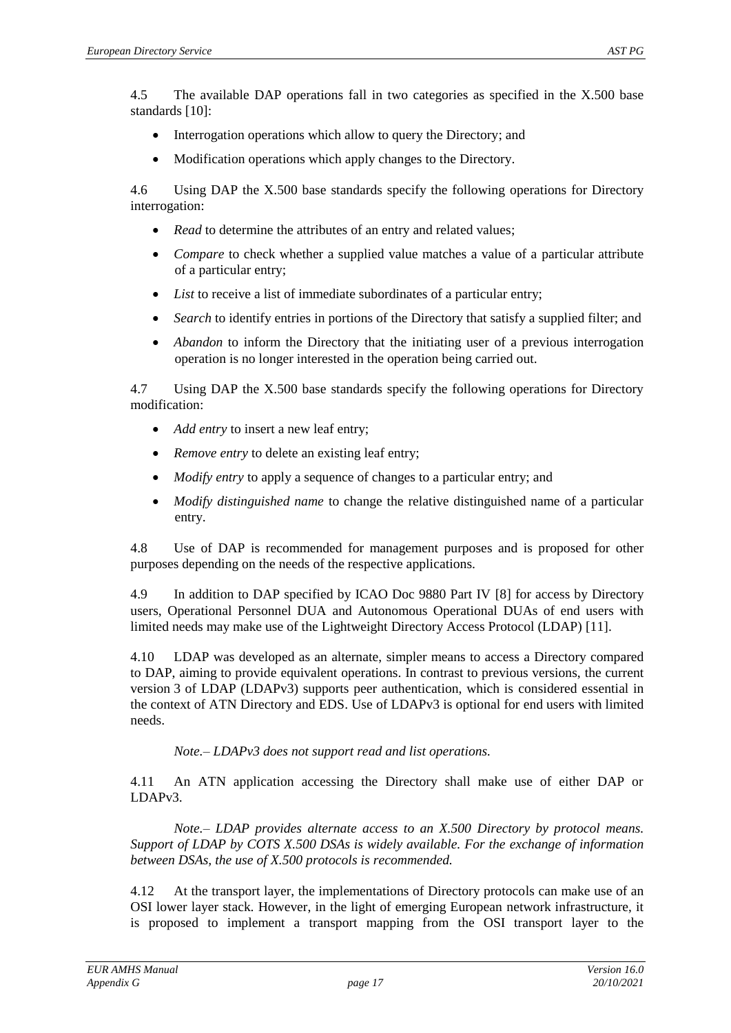4.5 The available DAP operations fall in two categories as specified in the X.500 base standards [10]:

- Interrogation operations which allow to query the Directory; and
- Modification operations which apply changes to the Directory.

4.6 Using DAP the X.500 base standards specify the following operations for Directory interrogation:

- *Read* to determine the attributes of an entry and related values;
- *Compare* to check whether a supplied value matches a value of a particular attribute of a particular entry;
- *List* to receive a list of immediate subordinates of a particular entry;
- *Search* to identify entries in portions of the Directory that satisfy a supplied filter; and
- *Abandon* to inform the Directory that the initiating user of a previous interrogation operation is no longer interested in the operation being carried out.

4.7 Using DAP the X.500 base standards specify the following operations for Directory modification:

- *Add entry* to insert a new leaf entry;
- *Remove entry* to delete an existing leaf entry;
- *Modify entry* to apply a sequence of changes to a particular entry; and
- *Modify distinguished name* to change the relative distinguished name of a particular entry.

4.8 Use of DAP is recommended for management purposes and is proposed for other purposes depending on the needs of the respective applications.

4.9 In addition to DAP specified by ICAO Doc 9880 Part IV [8] for access by Directory users, Operational Personnel DUA and Autonomous Operational DUAs of end users with limited needs may make use of the Lightweight Directory Access Protocol (LDAP) [11].

4.10 LDAP was developed as an alternate, simpler means to access a Directory compared to DAP, aiming to provide equivalent operations. In contrast to previous versions, the current version 3 of LDAP (LDAPv3) supports peer authentication, which is considered essential in the context of ATN Directory and EDS. Use of LDAPv3 is optional for end users with limited needs.

*Note.– LDAPv3 does not support read and list operations.*

4.11 An ATN application accessing the Directory shall make use of either DAP or LDAPv3.

*Note.– LDAP provides alternate access to an X.500 Directory by protocol means. Support of LDAP by COTS X.500 DSAs is widely available. For the exchange of information between DSAs, the use of X.500 protocols is recommended.*

4.12 At the transport layer, the implementations of Directory protocols can make use of an OSI lower layer stack. However, in the light of emerging European network infrastructure, it is proposed to implement a transport mapping from the OSI transport layer to the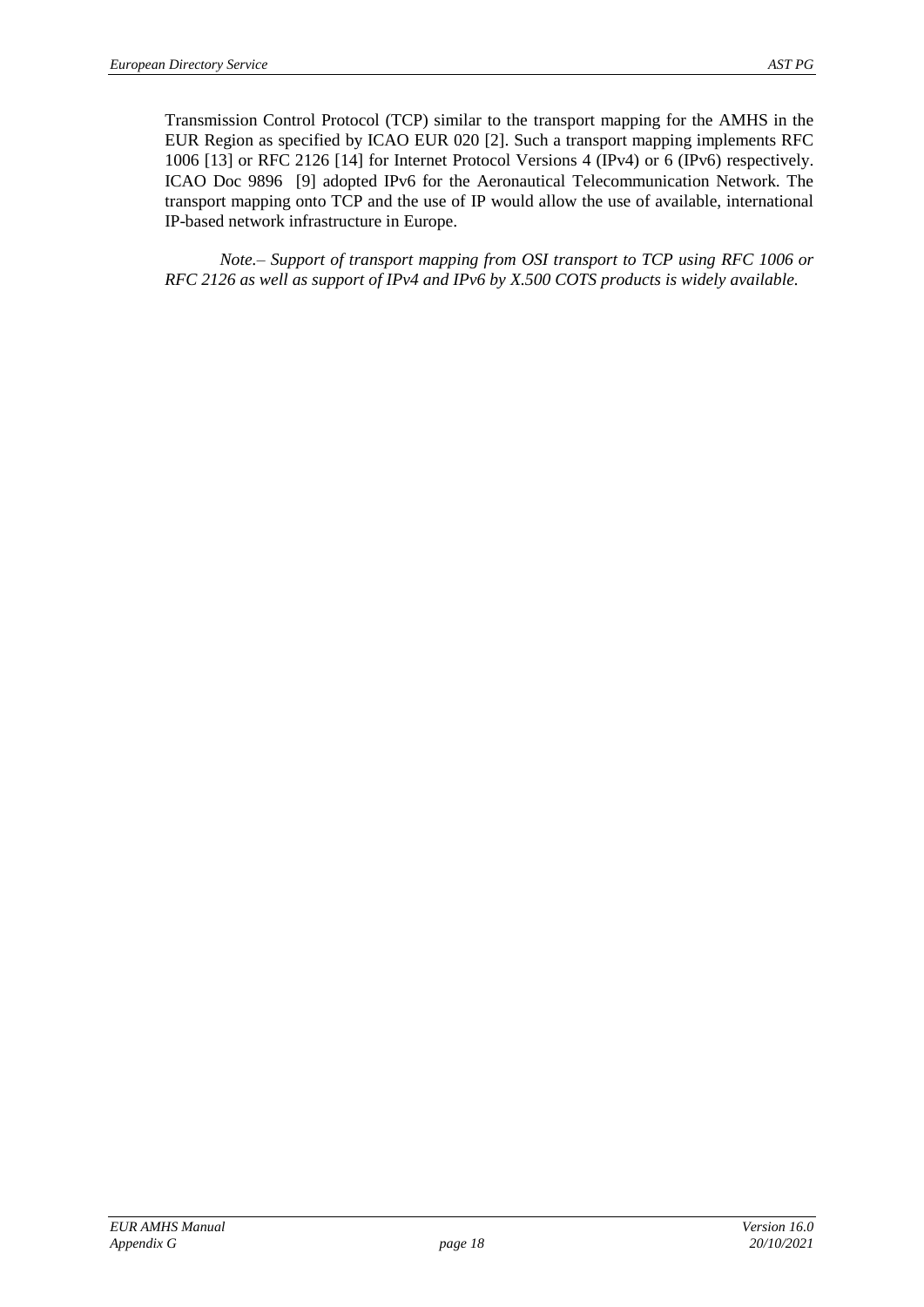Transmission Control Protocol (TCP) similar to the transport mapping for the AMHS in the EUR Region as specified by ICAO EUR 020 [2]. Such a transport mapping implements RFC 1006 [13] or RFC 2126 [14] for Internet Protocol Versions 4 (IPv4) or 6 (IPv6) respectively. ICAO Doc 9896 [9] adopted IPv6 for the Aeronautical Telecommunication Network. The transport mapping onto TCP and the use of IP would allow the use of available, international IP-based network infrastructure in Europe.

*Note.– Support of transport mapping from OSI transport to TCP using RFC 1006 or RFC 2126 as well as support of IPv4 and IPv6 by X.500 COTS products is widely available.*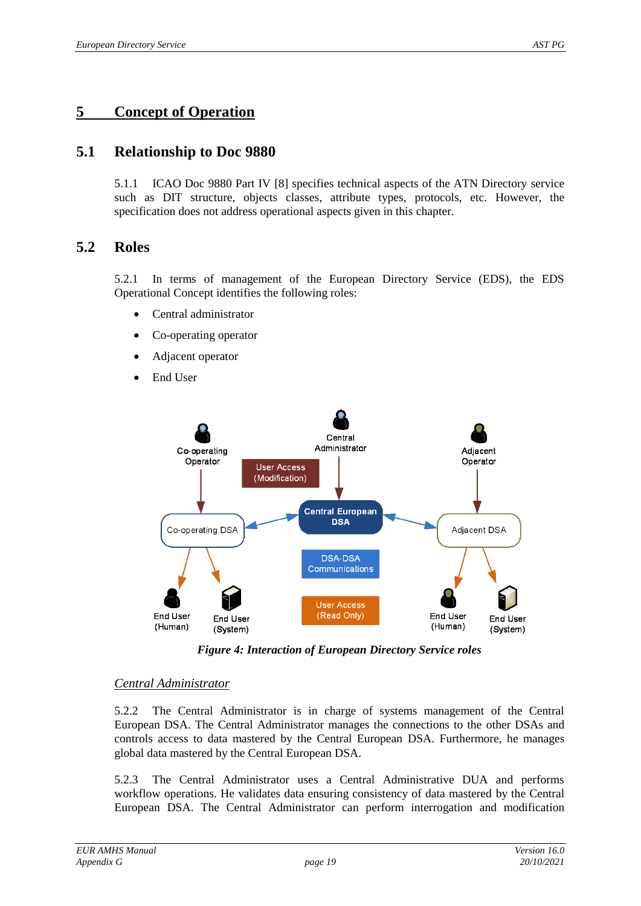# 5 Concept of Operation

## 5.1 Relationship to Doc 9880

5.1.1 ICAO Doc 9880 Part IV [8] specifies technical aspects of the ATN Directory service such as DIT structure, objects classes, attribute types, protocols, etc. However, the specification does not address operational aspects given in this chapter.

## 5.2 Roles

5.2.1 In terms of management of the European Directory Service (EDS), the EDS Operational Concept identifies the following roles:

- Central administrator
- Co-operating operator
- Adjacent operator
- End User

*Figure 4: Interaction of European Directory Service roles*

*Central Administrator*

5.2.2 The Central Administrator is in charge of systems management of the Central European DSA. The Central Administrator manages the connections to the other DSAs and controls access to data mastered by the Central European DSA. Furthermore, he manages global data mastered by the Central European DSA.

5.2.3 The Central Administrator uses a Central Administrative DUA and performs workflow operations. He validates data ensuring consistency of data mastered by the Central European DSA. The Central Administrator can perform interrogation and modification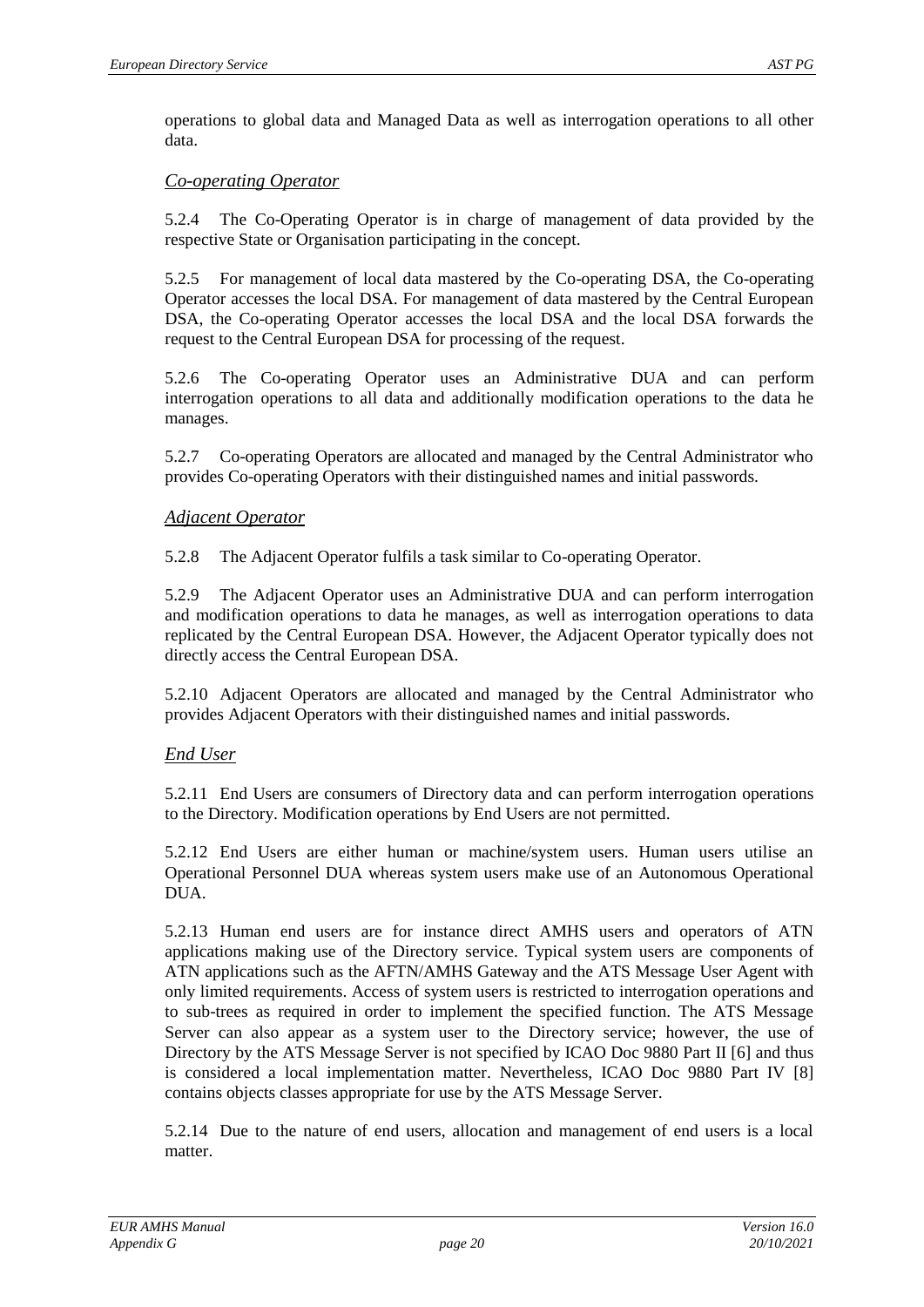operations to global data and Managed Data as well as interrogation operations to all other data.

*Co-operating Operator*

5.2.4 The Co-Operating Operator is in charge of management of data provided by the respective State or Organisation participating in the concept.

5.2.5 For management of local data mastered by the Co-operating DSA, the Co-operating Operator accesses the local DSA. For management of data mastered by the Central European DSA, the Co-operating Operator accesses the local DSA and the local DSA forwards the request to the Central European DSA for processing of the request.

5.2.6 The Co-operating Operator uses an Administrative DUA and can perform interrogation operations to all data and additionally modification operations to the data he manages.

5.2.7 Co-operating Operators are allocated and managed by the Central Administrator who provides Co-operating Operators with their distinguished names and initial passwords.

*Adjacent Operator*

5.2.8 The Adjacent Operator fulfils a task similar to Co-operating Operator.

5.2.9 The Adjacent Operator uses an Administrative DUA and can perform interrogation and modification operations to data he manages, as well as interrogation operations to data replicated by the Central European DSA. However, the Adjacent Operator typically does not directly access the Central European DSA.

5.2.10 Adjacent Operators are allocated and managed by the Central Administrator who provides Adjacent Operators with their distinguished names and initial passwords.

*End User*

5.2.11 End Users are consumers of Directory data and can perform interrogation operations to the Directory. Modification operations by End Users are not permitted.

5.2.12 End Users are either human or machine/system users. Human users utilise an Operational Personnel DUA whereas system users make use of an Autonomous Operational DUA.

5.2.13 Human end users are for instance direct AMHS users and operators of ATN applications making use of the Directory service. Typical system users are components of ATN applications such as the AFTN/AMHS Gateway and the ATS Message User Agent with only limited requirements. Access of system users is restricted to interrogation operations and to sub-trees as required in order to implement the specified function. The ATS Message Server can also appear as a system user to the Directory service; however, the use of Directory by the ATS Message Server is not specified by ICAO Doc 9880 Part II [6] and thus is considered a local implementation matter. Nevertheless, ICAO Doc 9880 Part IV [8] contains objects classes appropriate for use by the ATS Message Server.

5.2.14 Due to the nature of end users, allocation and management of end users is a local matter.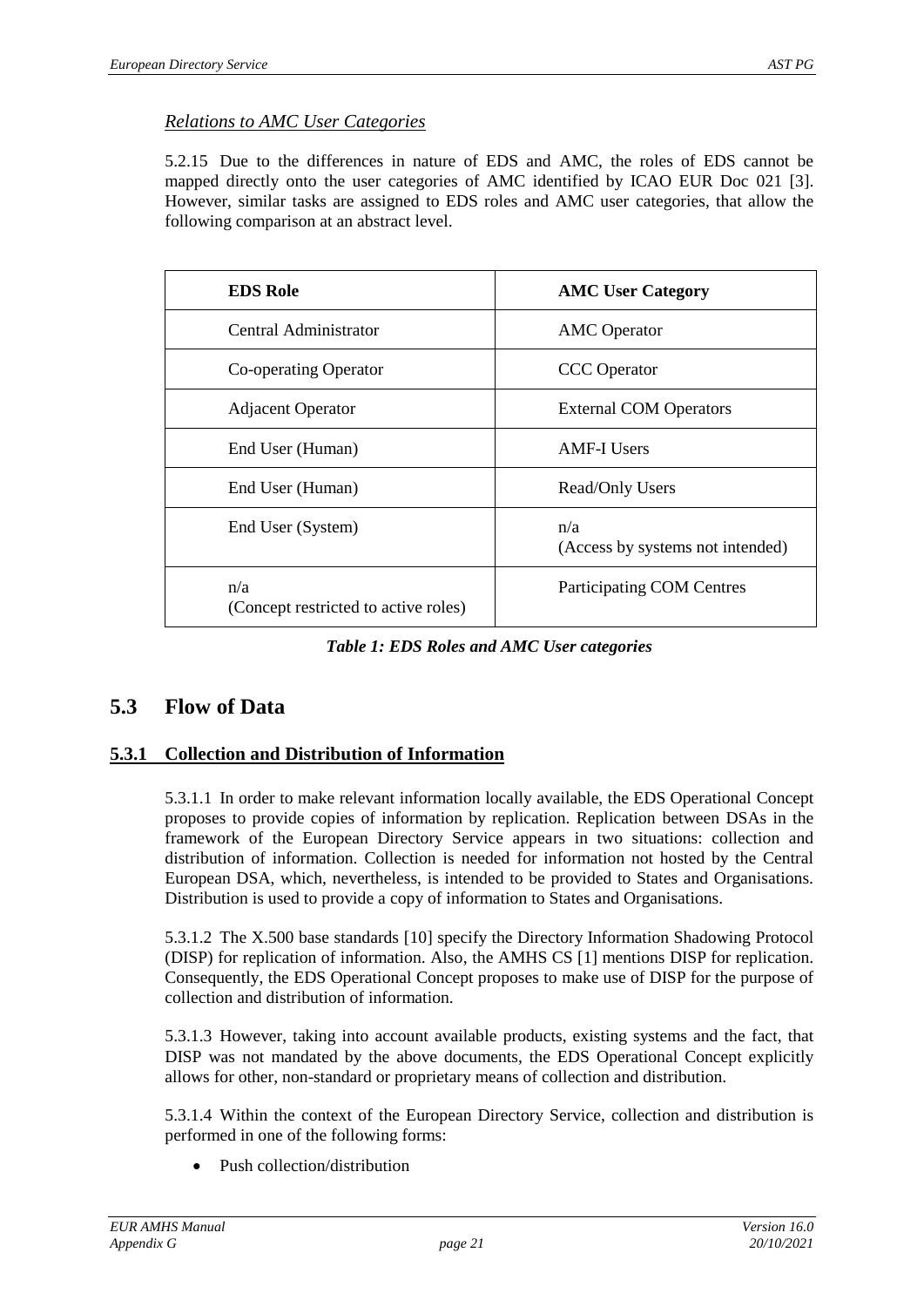*Relations to AMC User Categories*

5.2.15 Due to the differences in nature of EDS and AMC, the roles of EDS cannot be mapped directly onto the user categories of AMC identified by ICAO EUR Doc 021 [3]. However, similar tasks are assigned to EDS roles and AMC user categories, that allow the following comparison at an abstract level.

| **EDS Role** | **AMC User Category** |
|---|---|
| Central Administrator | AMC Operator |
| Co-operating Operator | CCC Operator |
| Adjacent Operator | External COM Operators |
| End User (Human) | AMF-I Users |
| End User (Human) | Read/Only Users |
| End User (System) | n/a<br>(Access by systems not intended) |
| n/a<br>(Concept restricted to active roles) | Participating COM Centres |

***Table 1: EDS Roles and AMC User categories***

## 5.3 Flow of Data

### 5.3.1 Collection and Distribution of Information

5.3.1.1 In order to make relevant information locally available, the EDS Operational Concept proposes to provide copies of information by replication. Replication between DSAs in the framework of the European Directory Service appears in two situations: collection and distribution of information. Collection is needed for information not hosted by the Central European DSA, which, nevertheless, is intended to be provided to States and Organisations. Distribution is used to provide a copy of information to States and Organisations.

5.3.1.2 The X.500 base standards [10] specify the Directory Information Shadowing Protocol (DISP) for replication of information. Also, the AMHS CS [1] mentions DISP for replication. Consequently, the EDS Operational Concept proposes to make use of DISP for the purpose of collection and distribution of information.

5.3.1.3 However, taking into account available products, existing systems and the fact, that DISP was not mandated by the above documents, the EDS Operational Concept explicitly allows for other, non-standard or proprietary means of collection and distribution.

5.3.1.4 Within the context of the European Directory Service, collection and distribution is performed in one of the following forms:

- Push collection/distribution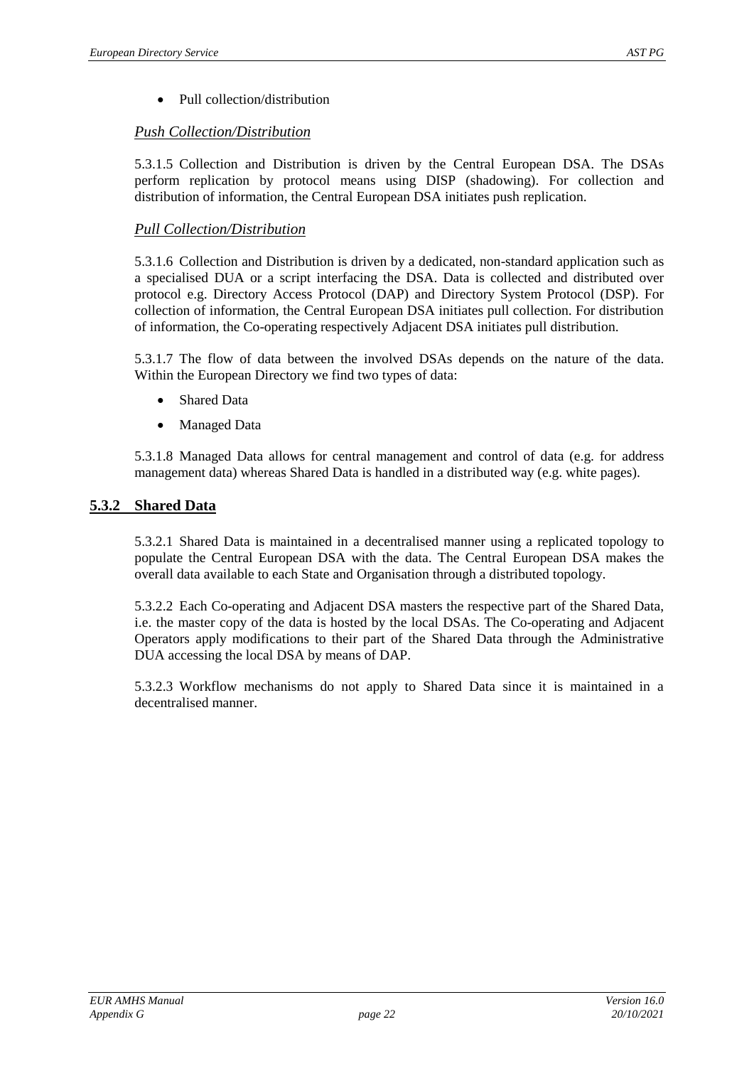- Pull collection/distribution

*Push Collection/Distribution*

5.3.1.5 Collection and Distribution is driven by the Central European DSA. The DSAs perform replication by protocol means using DISP (shadowing). For collection and distribution of information, the Central European DSA initiates push replication.

*Pull Collection/Distribution*

5.3.1.6 Collection and Distribution is driven by a dedicated, non-standard application such as a specialised DUA or a script interfacing the DSA. Data is collected and distributed over protocol e.g. Directory Access Protocol (DAP) and Directory System Protocol (DSP). For collection of information, the Central European DSA initiates pull collection. For distribution of information, the Co-operating respectively Adjacent DSA initiates pull distribution.

5.3.1.7 The flow of data between the involved DSAs depends on the nature of the data. Within the European Directory we find two types of data:

- Shared Data
- Managed Data

5.3.1.8 Managed Data allows for central management and control of data (e.g. for address management data) whereas Shared Data is handled in a distributed way (e.g. white pages).

### 5.3.2 Shared Data

5.3.2.1 Shared Data is maintained in a decentralised manner using a replicated topology to populate the Central European DSA with the data. The Central European DSA makes the overall data available to each State and Organisation through a distributed topology.

5.3.2.2 Each Co-operating and Adjacent DSA masters the respective part of the Shared Data, i.e. the master copy of the data is hosted by the local DSAs. The Co-operating and Adjacent Operators apply modifications to their part of the Shared Data through the Administrative DUA accessing the local DSA by means of DAP.

5.3.2.3 Workflow mechanisms do not apply to Shared Data since it is maintained in a decentralised manner.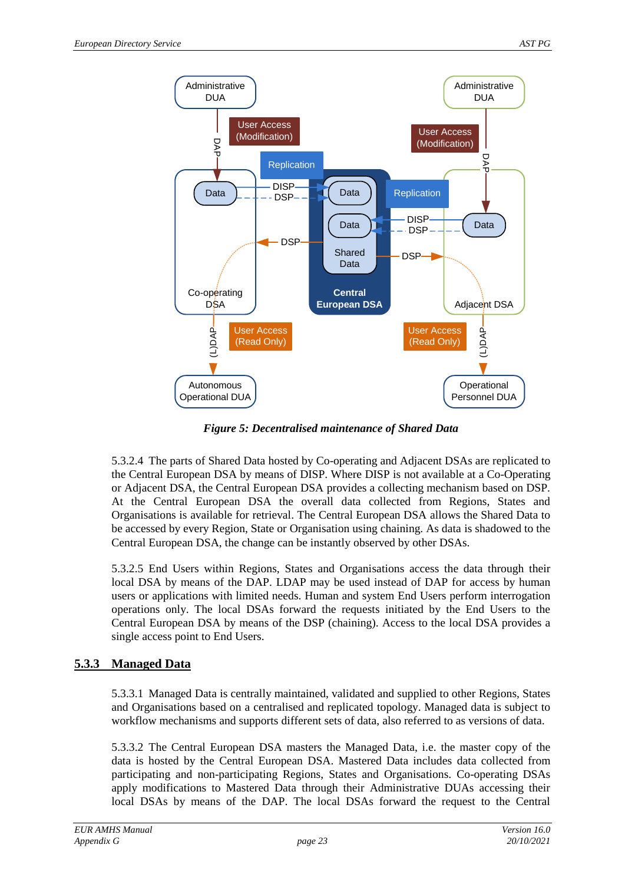*Figure 5: Decentralised maintenance of Shared Data*

5.3.2.4 The parts of Shared Data hosted by Co-operating and Adjacent DSAs are replicated to the Central European DSA by means of DISP. Where DISP is not available at a Co-Operating or Adjacent DSA, the Central European DSA provides a collecting mechanism based on DSP. At the Central European DSA the overall data collected from Regions, States and Organisations is available for retrieval. The Central European DSA allows the Shared Data to be accessed by every Region, State or Organisation using chaining. As data is shadowed to the Central European DSA, the change can be instantly observed by other DSAs.

5.3.2.5 End Users within Regions, States and Organisations access the data through their local DSA by means of the DAP. LDAP may be used instead of DAP for access by human users or applications with limited needs. Human and system End Users perform interrogation operations only. The local DSAs forward the requests initiated by the End Users to the Central European DSA by means of the DSP (chaining). Access to the local DSA provides a single access point to End Users.

### 5.3.3 Managed Data

5.3.3.1 Managed Data is centrally maintained, validated and supplied to other Regions, States and Organisations based on a centralised and replicated topology. Managed data is subject to workflow mechanisms and supports different sets of data, also referred to as versions of data.

5.3.3.2 The Central European DSA masters the Managed Data, i.e. the master copy of the data is hosted by the Central European DSA. Mastered Data includes data collected from participating and non-participating Regions, States and Organisations. Co-operating DSAs apply modifications to Mastered Data through their Administrative DUAs accessing their local DSAs by means of the DAP. The local DSAs forward the request to the Central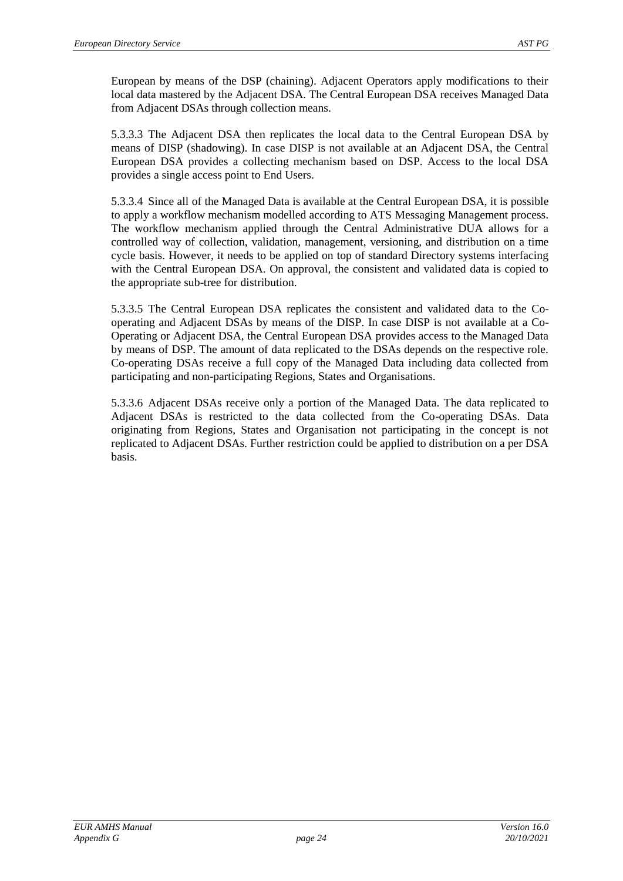European by means of the DSP (chaining). Adjacent Operators apply modifications to their local data mastered by the Adjacent DSA. The Central European DSA receives Managed Data from Adjacent DSAs through collection means.

5.3.3.3 The Adjacent DSA then replicates the local data to the Central European DSA by means of DISP (shadowing). In case DISP is not available at an Adjacent DSA, the Central European DSA provides a collecting mechanism based on DSP. Access to the local DSA provides a single access point to End Users.

5.3.3.4 Since all of the Managed Data is available at the Central European DSA, it is possible to apply a workflow mechanism modelled according to ATS Messaging Management process. The workflow mechanism applied through the Central Administrative DUA allows for a controlled way of collection, validation, management, versioning, and distribution on a time cycle basis. However, it needs to be applied on top of standard Directory systems interfacing with the Central European DSA. On approval, the consistent and validated data is copied to the appropriate sub-tree for distribution.

5.3.3.5 The Central European DSA replicates the consistent and validated data to the Co-operating and Adjacent DSAs by means of the DISP. In case DISP is not available at a Co-Operating or Adjacent DSA, the Central European DSA provides access to the Managed Data by means of DSP. The amount of data replicated to the DSAs depends on the respective role. Co-operating DSAs receive a full copy of the Managed Data including data collected from participating and non-participating Regions, States and Organisations.

5.3.3.6 Adjacent DSAs receive only a portion of the Managed Data. The data replicated to Adjacent DSAs is restricted to the data collected from the Co-operating DSAs. Data originating from Regions, States and Organisation not participating in the concept is not replicated to Adjacent DSAs. Further restriction could be applied to distribution on a per DSA basis.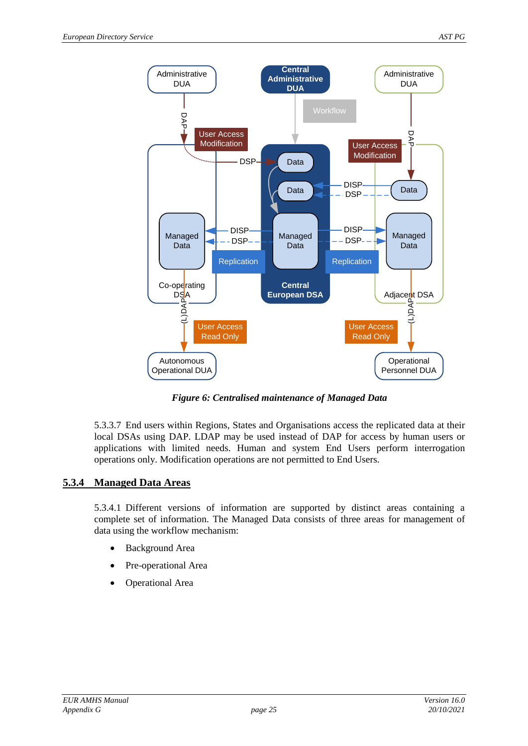*Figure 6: Centralised maintenance of Managed Data*

5.3.3.7 End users within Regions, States and Organisations access the replicated data at their local DSAs using DAP. LDAP may be used instead of DAP for access by human users or applications with limited needs. Human and system End Users perform interrogation operations only. Modification operations are not permitted to End Users.

## 5.3.4 Managed Data Areas

5.3.4.1 Different versions of information are supported by distinct areas containing a complete set of information. The Managed Data consists of three areas for management of data using the workflow mechanism:

- Background Area
- Pre-operational Area
- Operational Area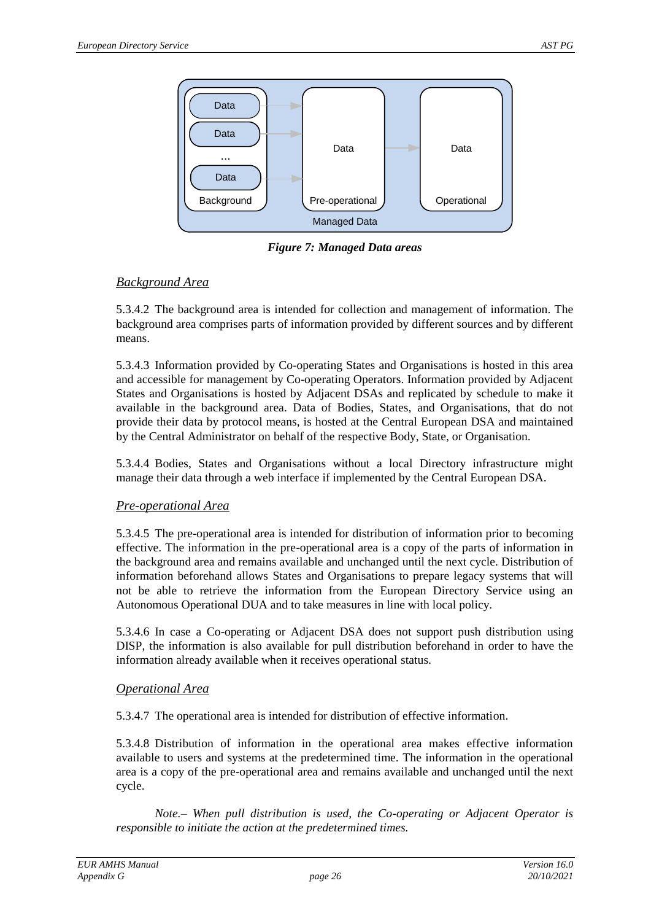*Figure 7: Managed Data areas*

### *Background Area*

5.3.4.2 The background area is intended for collection and management of information. The background area comprises parts of information provided by different sources and by different means.

5.3.4.3 Information provided by Co-operating States and Organisations is hosted in this area and accessible for management by Co-operating Operators. Information provided by Adjacent States and Organisations is hosted by Adjacent DSAs and replicated by schedule to make it available in the background area. Data of Bodies, States, and Organisations, that do not provide their data by protocol means, is hosted at the Central European DSA and maintained by the Central Administrator on behalf of the respective Body, State, or Organisation.

5.3.4.4 Bodies, States and Organisations without a local Directory infrastructure might manage their data through a web interface if implemented by the Central European DSA.

### *Pre-operational Area*

5.3.4.5 The pre-operational area is intended for distribution of information prior to becoming effective. The information in the pre-operational area is a copy of the parts of information in the background area and remains available and unchanged until the next cycle. Distribution of information beforehand allows States and Organisations to prepare legacy systems that will not be able to retrieve the information from the European Directory Service using an Autonomous Operational DUA and to take measures in line with local policy.

5.3.4.6 In case a Co-operating or Adjacent DSA does not support push distribution using DISP, the information is also available for pull distribution beforehand in order to have the information already available when it receives operational status.

### *Operational Area*

5.3.4.7 The operational area is intended for distribution of effective information.

5.3.4.8 Distribution of information in the operational area makes effective information available to users and systems at the predetermined time. The information in the operational area is a copy of the pre-operational area and remains available and unchanged until the next cycle.

*Note.– When pull distribution is used, the Co-operating or Adjacent Operator is responsible to initiate the action at the predetermined times.*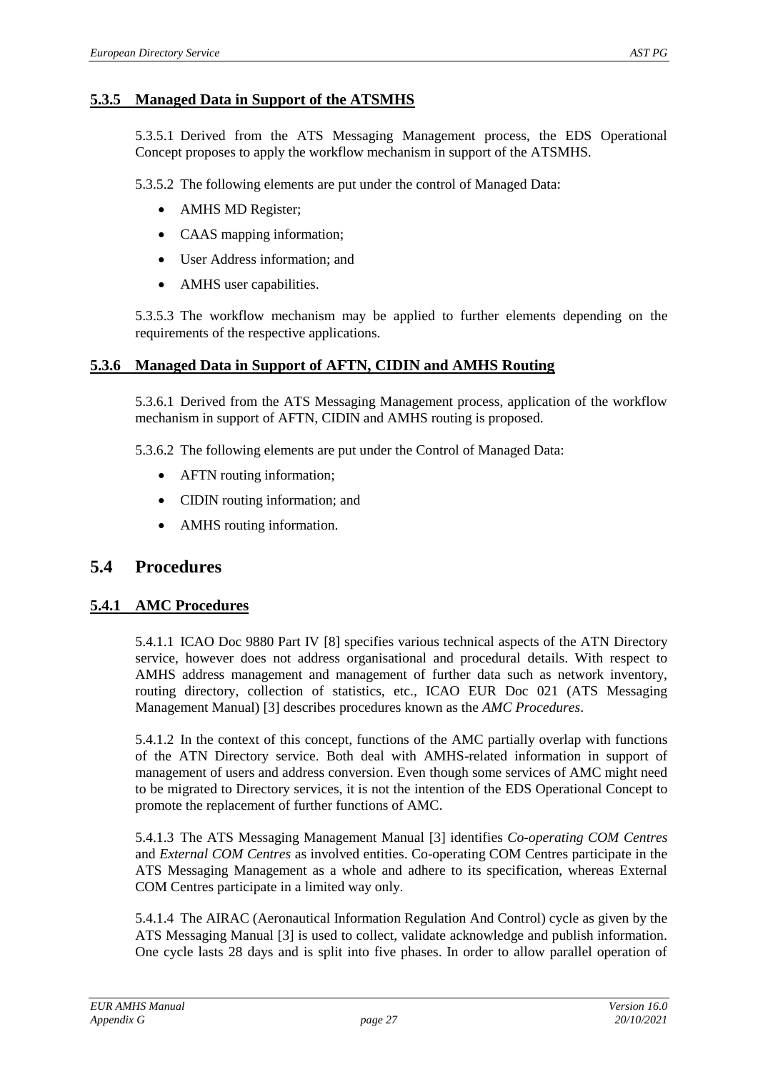### 5.3.5 Managed Data in Support of the ATSMHS

5.3.5.1 Derived from the ATS Messaging Management process, the EDS Operational Concept proposes to apply the workflow mechanism in support of the ATSMHS.

5.3.5.2 The following elements are put under the control of Managed Data:

- AMHS MD Register;
- CAAS mapping information;
- User Address information; and
- AMHS user capabilities.

5.3.5.3 The workflow mechanism may be applied to further elements depending on the requirements of the respective applications.

### 5.3.6 Managed Data in Support of AFTN, CIDIN and AMHS Routing

5.3.6.1 Derived from the ATS Messaging Management process, application of the workflow mechanism in support of AFTN, CIDIN and AMHS routing is proposed.

5.3.6.2 The following elements are put under the Control of Managed Data:

- AFTN routing information;
- CIDIN routing information; and
- AMHS routing information.

## 5.4 Procedures

### 5.4.1 AMC Procedures

5.4.1.1 ICAO Doc 9880 Part IV [8] specifies various technical aspects of the ATN Directory service, however does not address organisational and procedural details. With respect to AMHS address management and management of further data such as network inventory, routing directory, collection of statistics, etc., ICAO EUR Doc 021 (ATS Messaging Management Manual) [3] describes procedures known as the *AMC Procedures*.

5.4.1.2 In the context of this concept, functions of the AMC partially overlap with functions of the ATN Directory service. Both deal with AMHS-related information in support of management of users and address conversion. Even though some services of AMC might need to be migrated to Directory services, it is not the intention of the EDS Operational Concept to promote the replacement of further functions of AMC.

5.4.1.3 The ATS Messaging Management Manual [3] identifies *Co-operating COM Centres* and *External COM Centres* as involved entities. Co-operating COM Centres participate in the ATS Messaging Management as a whole and adhere to its specification, whereas External COM Centres participate in a limited way only.

5.4.1.4 The AIRAC (Aeronautical Information Regulation And Control) cycle as given by the ATS Messaging Manual [3] is used to collect, validate acknowledge and publish information. One cycle lasts 28 days and is split into five phases. In order to allow parallel operation of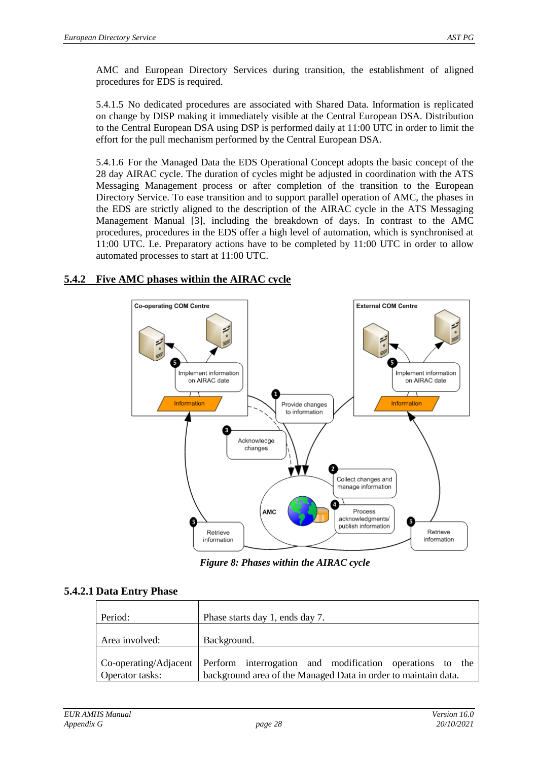AMC and European Directory Services during transition, the establishment of aligned procedures for EDS is required.

5.4.1.5 No dedicated procedures are associated with Shared Data. Information is replicated on change by DISP making it immediately visible at the Central European DSA. Distribution to the Central European DSA using DSP is performed daily at 11:00 UTC in order to limit the effort for the pull mechanism performed by the Central European DSA.

5.4.1.6 For the Managed Data the EDS Operational Concept adopts the basic concept of the 28 day AIRAC cycle. The duration of cycles might be adjusted in coordination with the ATS Messaging Management process or after completion the transition to the European Directory Service. To ease transition and to support parallel operation of AMC, the phases in the EDS are strictly aligned to the description of the AIRAC cycle in the ATS Messaging Management Manual [3], including the breakdown of days. In contrast to the AMC procedures, procedures in the EDS offer a high level of automation, which is synchronised at 11:00 UTC. I.e. Preparatory actions have to be completed by 11:00 UTC in order to allow automated processes to start at 11:00 UTC.

### 5.4.2 Five AMC phases within the AIRAC cycle

*Figure 8: Phases within the AIRAC cycle*

#### 5.4.2.1 Data Entry Phase

| | |
|---|---|
| Period: | Phase starts day 1, ends day 7. |
| Area involved: | Background. |
| Co-operating/Adjacent Operator tasks: | Perform interrogation and modification operations to the background area of the Managed Data in order to maintain data. |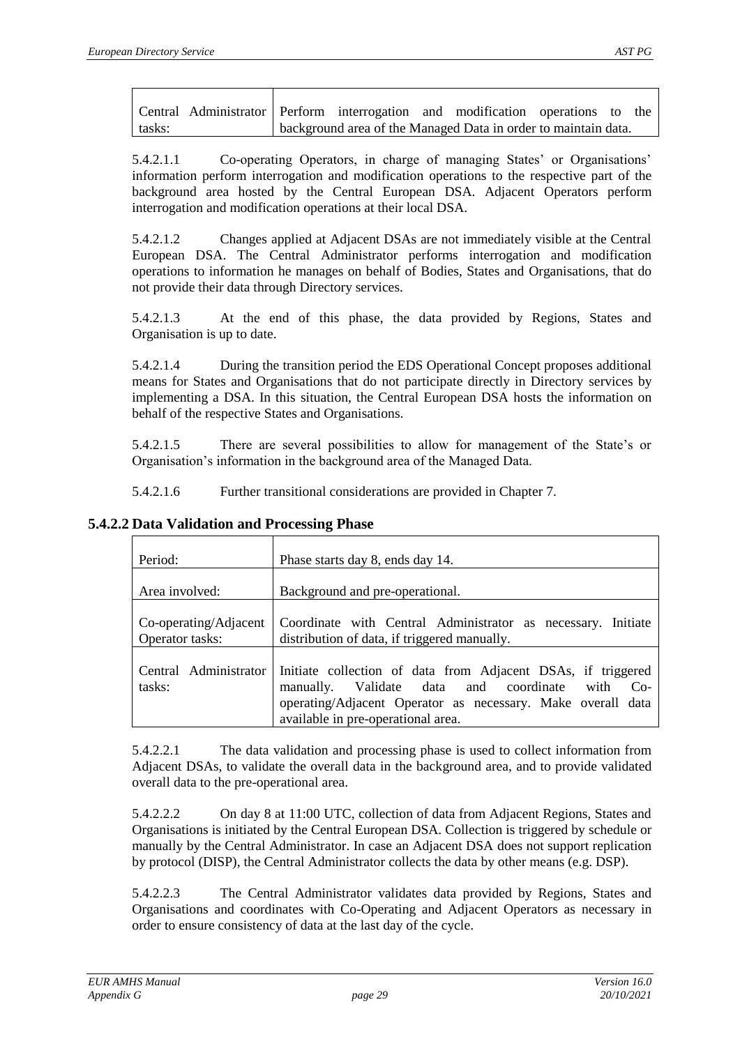| | |
|---|---|
| Central Administrator tasks: | Perform interrogation and modification operations to the background area of the Managed Data in order to maintain data. |

5.4.2.1.1 Co-operating Operators, in charge of managing States' or Organisations' information perform interrogation and modification operations to the respective part of the background area hosted by the Central European DSA. Adjacent Operators perform interrogation and modification operations at their local DSA.

5.4.2.1.2 Changes applied at Adjacent DSAs are not immediately visible at the Central European DSA. The Central Administrator performs interrogation and modification operations to information he manages on behalf of Bodies, States and Organisations, that do not provide their data through Directory services.

5.4.2.1.3 At the end of this phase, the data provided by Regions, States and Organisation is up to date.

5.4.2.1.4 During the transition period the EDS Operational Concept proposes additional means for States and Organisations that do not participate directly in Directory services by implementing a DSA. In this situation, the Central European DSA hosts the information on behalf of the respective States and Organisations.

5.4.2.1.5 There are several possibilities to allow for management of the State's or Organisation's information in the background area of the Managed Data.

5.4.2.1.6 Further transitional considerations are provided in Chapter 7.

### 5.4.2.2 Data Validation and Processing Phase

| | |
|---|---|
| Period: | Phase starts day 8, ends day 14. |
| Area involved: | Background and pre-operational. |
| Co-operating/Adjacent Operator tasks: | Coordinate with Central Administrator as necessary. Initiate distribution of data, if triggered manually. |
| Central Administrator tasks: | Initiate collection of data from Adjacent DSAs, if triggered manually. Validate data and coordinate with Co-operating/Adjacent Operator as necessary. Make overall data available in pre-operational area. |

5.4.2.2.1 The data validation and processing phase is used to collect information from Adjacent DSAs, to validate the overall data in the background area, and to provide validated overall data to the pre-operational area.

5.4.2.2.2 On day 8 at 11:00 UTC, collection of data from Adjacent Regions, States and Organisations is initiated by the Central European DSA. Collection is triggered by schedule or manually by the Central Administrator. In case an Adjacent DSA does not support replication by protocol (DISP), the Central Administrator collects the data by other means (e.g. DSP).

5.4.2.2.3 The Central Administrator validates data provided by Regions, States and Organisations and coordinates with Co-Operating and Adjacent Operators as necessary in order to ensure consistency of data at the last day of the cycle.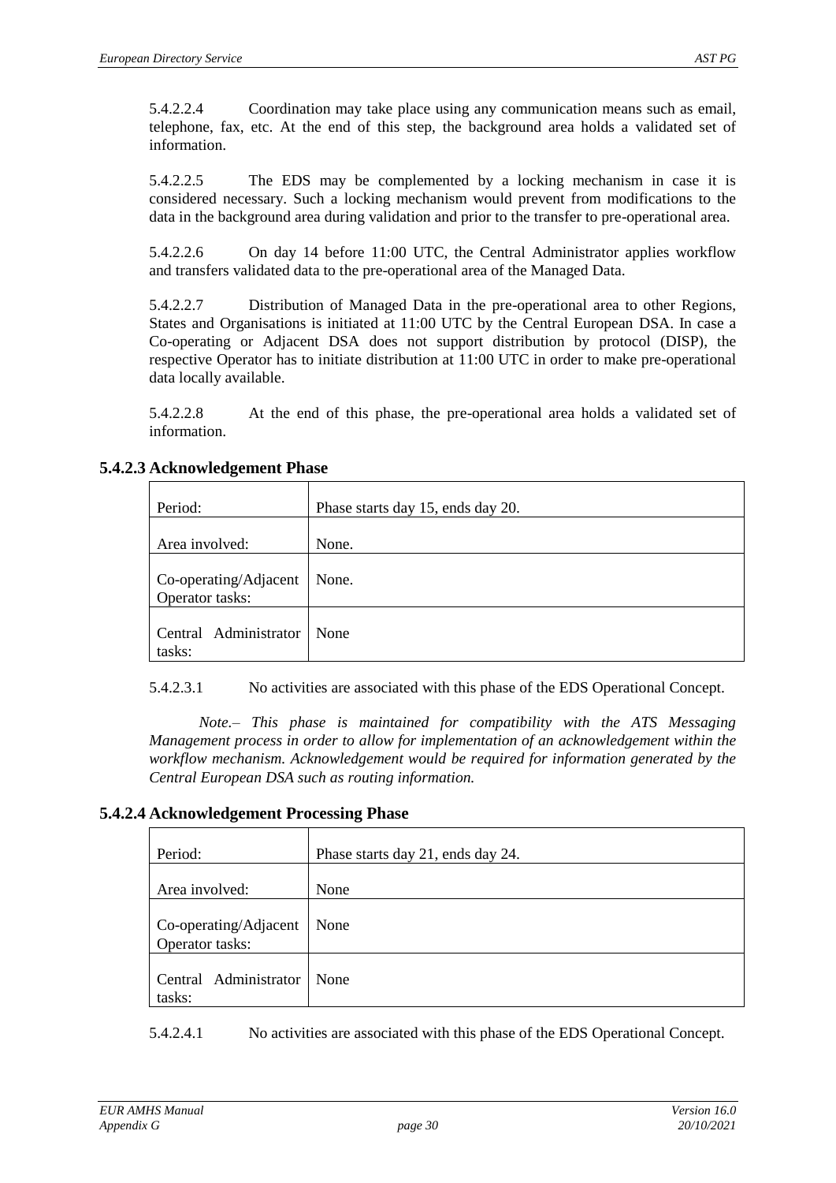5.4.2.2.4 Coordination may take place using any communication means such as email, telephone, fax, etc. At the end of this step, the background area holds a validated set of information.

5.4.2.2.5 The EDS may be complemented by a locking mechanism in case it is considered necessary. Such a locking mechanism would prevent from modifications to the data in the background area during validation and prior to the transfer to pre-operational area.

5.4.2.2.6 On day 14 before 11:00 UTC, the Central Administrator applies workflow and transfers validated data to the pre-operational area of the Managed Data.

5.4.2.2.7 Distribution of Managed Data in the pre-operational area to other Regions, States and Organisations is initiated at 11:00 UTC by the Central European DSA. In case a Co-operating or Adjacent DSA does not support distribution by protocol (DISP), the respective Operator has to initiate distribution at 11:00 UTC in order to make pre-operational data locally available.

5.4.2.2.8 At the end of this phase, the pre-operational area holds a validated set of information.

### 5.4.2.3 Acknowledgement Phase

| Period: | Phase starts day 15, ends day 20. |
|---|---|
| Area involved: | None. |
| Co-operating/Adjacent Operator tasks: | None. |
| Central Administrator tasks: | None |

5.4.2.3.1 No activities are associated with this phase of the EDS Operational Concept.

*Note.– This phase is maintained for compatibility with the ATS Messaging Management process in order to allow for implementation of an acknowledgement within the workflow mechanism. Acknowledgement would be required for information generated by the Central European DSA such as routing information.*

### 5.4.2.4 Acknowledgement Processing Phase

| Period: | Phase starts day 21, ends day 24. |
|---|---|
| Area involved: | None |
| Co-operating/Adjacent Operator tasks: | None |
| Central Administrator tasks: | None |

5.4.2.4.1 No activities are associated with this phase of the EDS Operational Concept.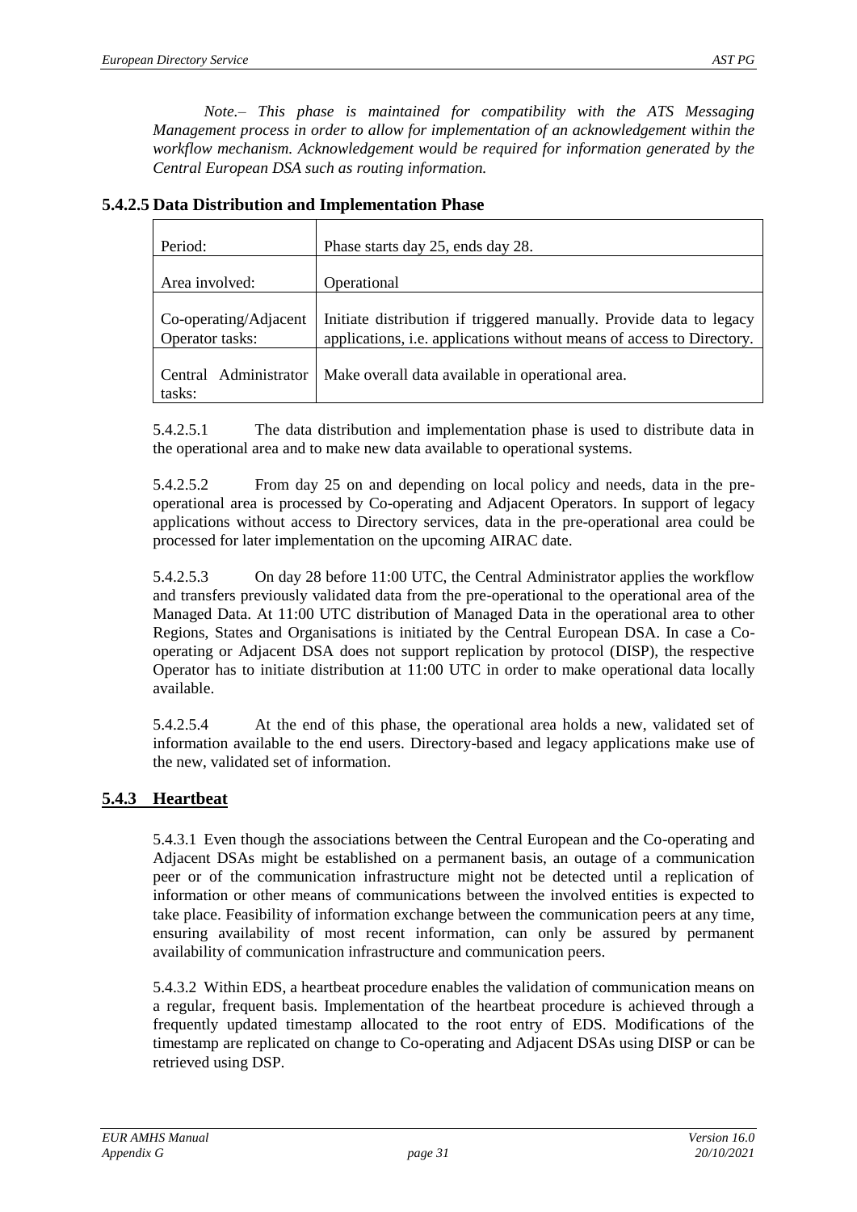*Note.– This phase is maintained for compatibility with the ATS Messaging Management process in order to allow for implementation of an acknowledgement within the workflow mechanism. Acknowledgement would be required for information generated by the Central European DSA such as routing information.*

#### 5.4.2.5 Data Distribution and Implementation Phase

| | |
|---|---|
| Period: | Phase starts day 25, ends day 28. |
| Area involved: | Operational |
| Co-operating/Adjacent Operator tasks: | Initiate distribution if triggered manually. Provide data to legacy applications, i.e. applications without means of access to Directory. |
| Central Administrator tasks: | Make overall data available in operational area. |

5.4.2.5.1 The data distribution and implementation phase is used to distribute data in the operational area and to make new data available to operational systems.

5.4.2.5.2 From day 25 on and depending on local policy and needs, data in the pre-operational area is processed by Co-operating and Adjacent Operators. In support of legacy applications without access to Directory services, data in the pre-operational area could be processed for later implementation on the upcoming AIRAC date.

5.4.2.5.3 On day 28 before 11:00 UTC, the Central Administrator applies the workflow and transfers previously validated data from the pre-operational to the operational area of the Managed Data. At 11:00 UTC distribution of Managed Data in the operational area to other Regions, States and Organisations is initiated by the Central European DSA. In case a Co-operating or Adjacent DSA does not support replication by protocol (DISP), the respective Operator has to initiate distribution at 11:00 UTC in order to make operational data locally available.

5.4.2.5.4 At the end of this phase, the operational area holds a new, validated set of information available to the end users. Directory-based and legacy applications make use of the new, validated set of information.

### 5.4.3 Heartbeat

5.4.3.1 Even though the associations between the Central European and the Co-operating and Adjacent DSAs might be established on a permanent basis, an outage of a communication peer or of the communication infrastructure might not be detected until a replication of information or other means of communications between the involved entities is expected to take place. Feasibility of information exchange between the communication peers at any time, ensuring availability of most recent information, can only be assured by permanent availability of communication infrastructure and communication peers.

5.4.3.2 Within EDS, a heartbeat procedure enables the validation of communication means on a regular, frequent basis. Implementation of the heartbeat procedure is achieved through a frequently updated timestamp allocated to the root entry of EDS. Modifications of the timestamp are replicated on change to Co-operating and Adjacent DSAs using DISP or can be retrieved using DSP.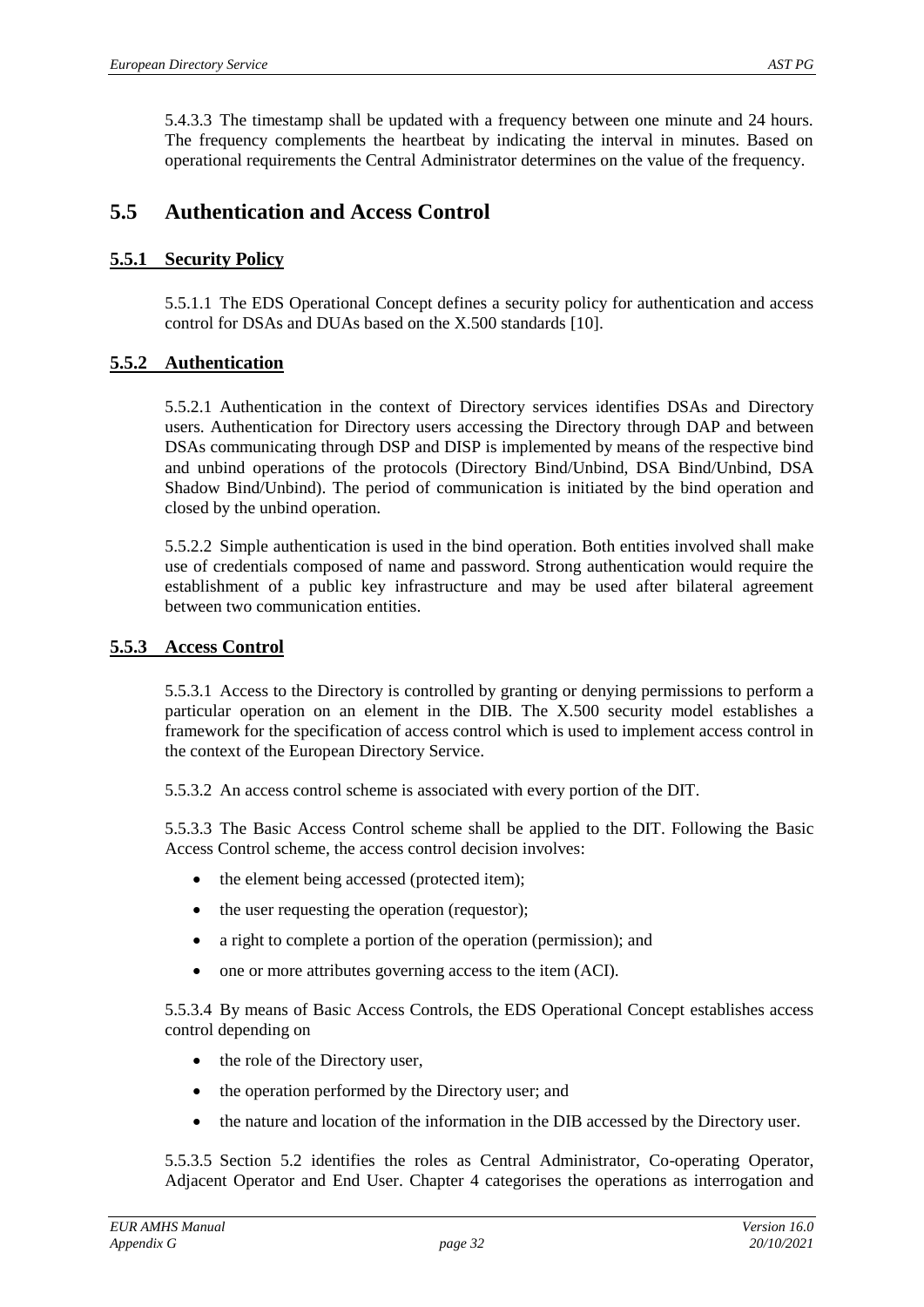5.4.3.3 The timestamp shall be updated with a frequency between one minute and 24 hours. The frequency complements the heartbeat by indicating the interval in minutes. Based on operational requirements the Central Administrator determines on the value of the frequency.

## 5.5 Authentication and Access Control

### 5.5.1 Security Policy

5.5.1.1 The EDS Operational Concept defines a security policy for authentication and access control for DSAs and DUAs based on the X.500 standards [10].

### 5.5.2 Authentication

5.5.2.1 Authentication in the context of Directory services identifies DSAs and Directory users. Authentication for Directory users accessing the Directory through DAP and between DSAs communicating through DSP and DISP is implemented by means of the respective bind and unbind operations of the protocols (Directory Bind/Unbind, DSA Bind/Unbind, DSA Shadow Bind/Unbind). The period of communication is initiated by the bind operation and closed by the unbind operation.

5.5.2.2 Simple authentication is used in the bind operation. Both entities involved shall make use of credentials composed of name and password. Strong authentication would require the establishment of a public key infrastructure and may be used after bilateral agreement between two communication entities.

### 5.5.3 Access Control

5.5.3.1 Access to the Directory is controlled by granting or denying permissions to perform a particular operation on an element in the DIB. The X.500 security model establishes a framework for the specification of access control which is used to implement access control in the context of the European Directory Service.

5.5.3.2 An access control scheme is associated with every portion of the DIT.

5.5.3.3 The Basic Access Control scheme shall be applied to the DIT. Following the Basic Access Control scheme, the access control decision involves:

- the element being accessed (protected item);
- the user requesting the operation (requestor);
- a right to complete a portion of the operation (permission); and
- one or more attributes governing access to the item (ACI).

5.5.3.4 By means of Basic Access Controls, the EDS Operational Concept establishes access control depending on

- the role of the Directory user,
- the operation performed by the Directory user; and
- the nature and location of the information in the DIB accessed by the Directory user.

5.5.3.5 Section 5.2 identifies the roles as Central Administrator, Co-operating Operator, Adjacent Operator and End User. Chapter 4 categorises the operations as interrogation and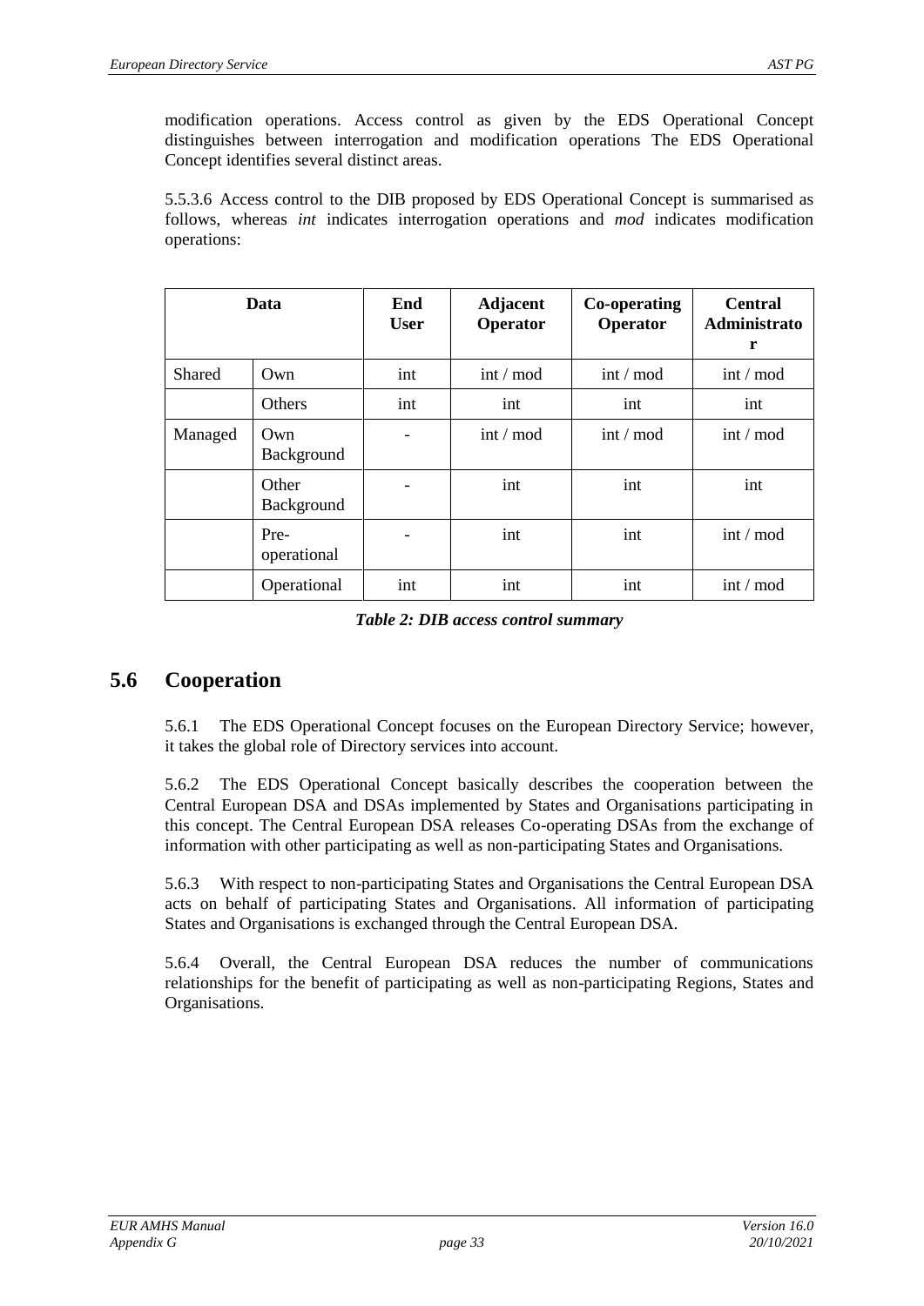modification operations. Access control as given by the EDS Operational Concept distinguishes between interrogation and modification operations The EDS Operational Concept identifies several distinct areas.

5.5.3.6 Access control to the DIB proposed by EDS Operational Concept is summarised as follows, whereas *int* indicates interrogation operations and *mod* indicates modification operations:

| Data | | End User | Adjacent Operator | Co-operating Operator | Central Administrator |
|---|---|---|---|---|---|
| Shared | Own | int | int / mod | int / mod | int / mod |
| | Others | int | int | int | int |
| Managed | Own Background | - | int / mod | int / mod | int / mod |
| | Other Background | - | int | int | int |
| | Pre-operational | - | int | int | int / mod |
| | Operational | int | int | int | int / mod |

***Table 2: DIB access control summary***

## 5.6 Cooperation

5.6.1 The EDS Operational Concept focuses on the European Directory Service; however, it takes the global role of Directory services into account.

5.6.2 The EDS Operational Concept basically describes the cooperation between the Central European DSA and DSAs implemented by States and Organisations participating in this concept. The Central European DSA releases Co-operating DSAs from the exchange of information with other participating as well as non-participating States and Organisations.

5.6.3 With respect to non-participating States and Organisations the Central European DSA acts on behalf of participating States and Organisations. All information of participating States and Organisations is exchanged through the Central European DSA.

5.6.4 Overall, the Central European DSA reduces the number of communications relationships for the benefit of participating as well as non-participating Regions, States and Organisations.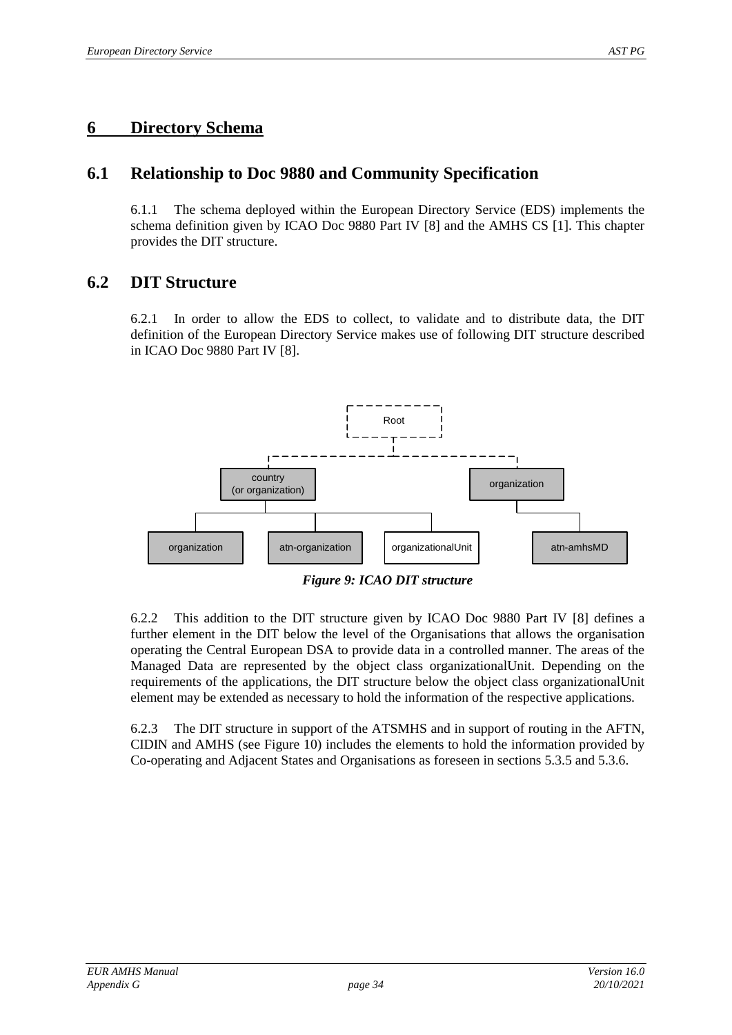# 6 Directory Schema

## 6.1 Relationship to Doc 9880 and Community Specification

6.1.1 The schema deployed within the European Directory Service (EDS) implements the schema definition given by ICAO Doc 9880 Part IV [8] and the AMHS CS [1]. This chapter provides the DIT structure.

## 6.2 DIT Structure

6.2.1 In order to allow the EDS to collect, to validate and to distribute data, the DIT definition of the European Directory Service makes use of following DIT structure described in ICAO Doc 9880 Part IV [8].

*Figure 9: ICAO DIT structure*

6.2.2 This addition to the DIT structure given by ICAO Doc 9880 Part IV [8] defines a further element in the DIT below the level of the Organisations that allows the organisation operating the Central European DSA to provide data in a controlled manner. The areas of the Managed Data are represented by the object class organizationalUnit. Depending on the requirements of the applications, the DIT structure below the object class organizationalUnit element may be extended as necessary to hold the information of the respective applications.

6.2.3 The DIT structure in support of the ATSMHS and in support of routing in the AFTN, CIDIN and AMHS (see Figure 10) includes the elements to hold the information provided by Co-operating and Adjacent States and Organisations as foreseen in sections 5.3.5 and 5.3.6.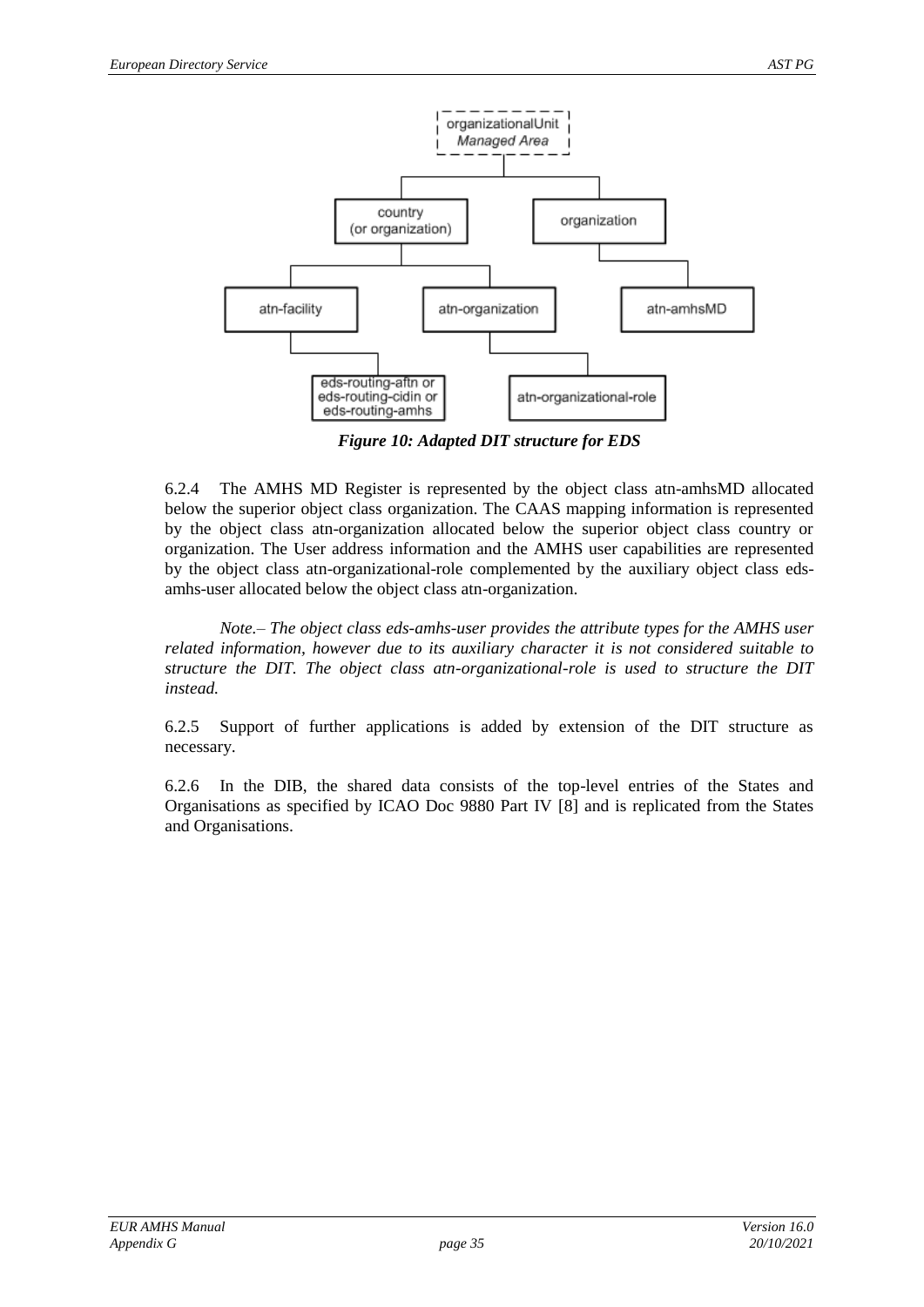*Figure 10: Adapted DIT structure for EDS*

6.2.4 The AMHS MD Register is represented by the object class atn-amhsMD allocated below the superior object class organization. The CAAS mapping information is represented by the object class atn-organization allocated below the superior object class country or organization. The User address information and the AMHS user capabilities are represented by the object class atn-organizational-role complemented by the auxiliary object class eds-amhs-user allocated below the object class atn-organization.

*Note.– The object class eds-amhs-user provides the attribute types for the AMHS user related information, however due to its auxiliary character it is not considered suitable to structure the DIT. The object class atn-organizational-role is used to structure the DIT instead.*

6.2.5 Support of further applications is added by extension of the DIT structure as necessary.

6.2.6 In the DIB, the shared data consists of the top-level entries of the States and Organisations as specified by ICAO Doc 9880 Part IV [8] and is replicated from the States and Organisations.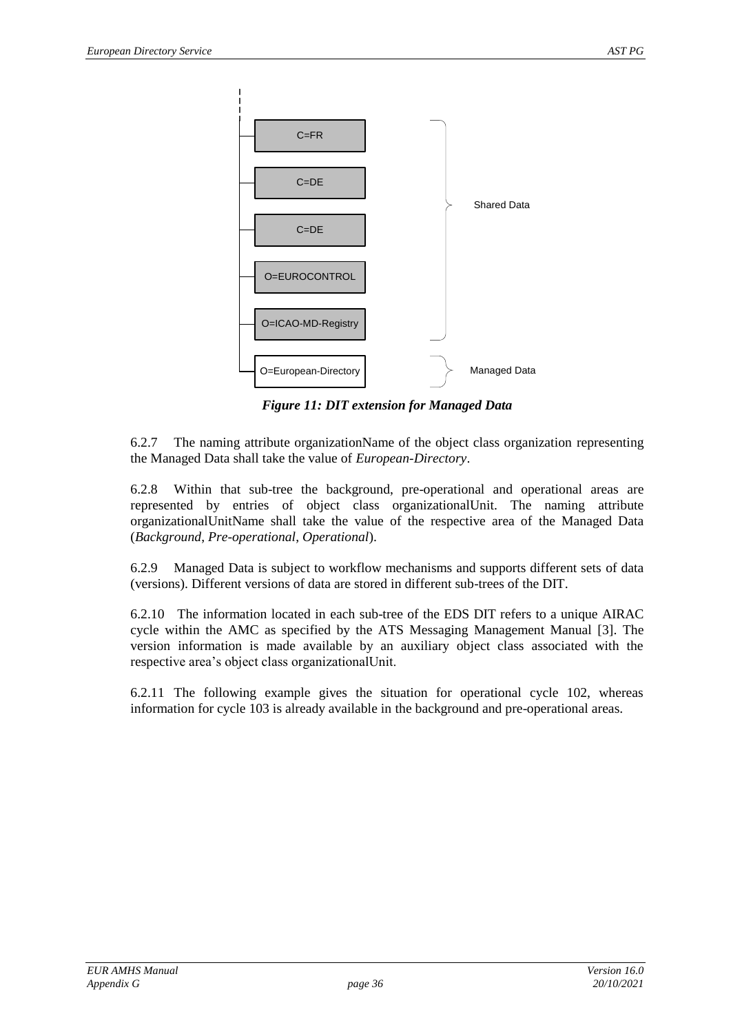*Figure 11: DIT extension for Managed Data*

6.2.7 The naming attribute organizationName of the object class organization representing the Managed Data shall take the value of *European-Directory*.

6.2.8 Within that sub-tree the background, pre-operational and operational areas are represented by entries of object class organizationalUnit. The naming attribute organizationalUnitName shall take the value of the respective area of the Managed Data (*Background*, *Pre-operational*, *Operational*).

6.2.9 Managed Data is subject to workflow mechanisms and supports different sets of data (versions). Different versions of data are stored in different sub-trees of the DIT.

6.2.10 The information located in each sub-tree of the EDS DIT refers to a unique AIRAC cycle within the AMC as specified by the ATS Messaging Management Manual [3]. The version information is made available by an auxiliary object class associated with the respective area's object class organizationalUnit.

6.2.11 The following example gives the situation for operational cycle 102, whereas information for cycle 103 is already available in the background and pre-operational areas.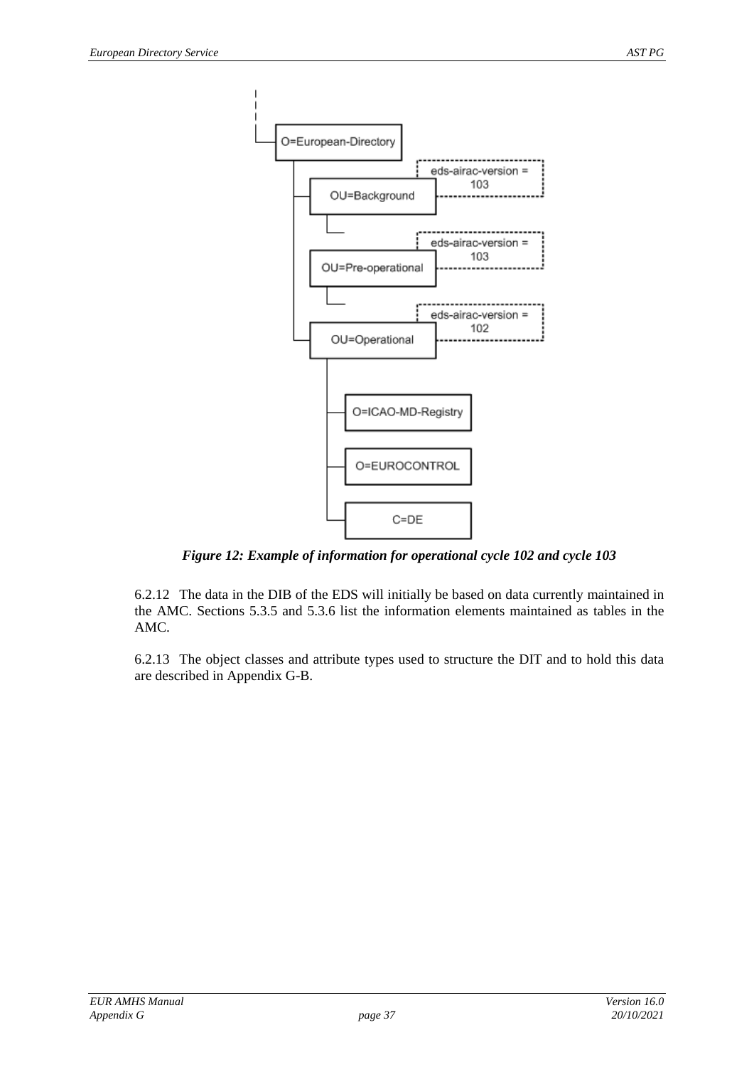*Figure 12: Example of information for operational cycle 102 and cycle 103*

6.2.12 The data in the DIB of the EDS will initially be based on data currently maintained in the AMC. Sections 5.3.5 and 5.3.6 list the information elements maintained as tables in the AMC.

6.2.13 The object classes and attribute types used to structure the DIT and to hold this data are described in Appendix G-B.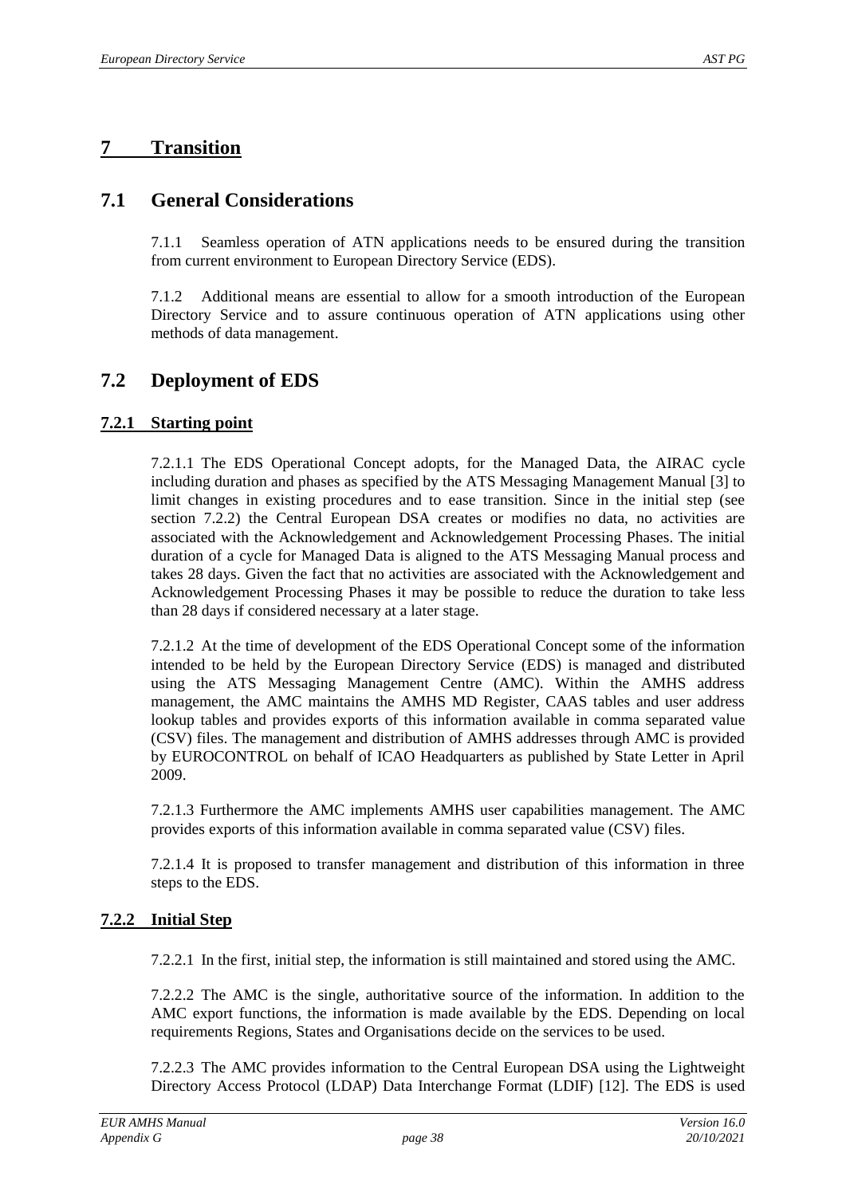# 7 Transition

## 7.1 General Considerations

7.1.1 Seamless operation of ATN applications needs to be ensured during the transition from current environment to European Directory Service (EDS).

7.1.2 Additional means are essential to allow for a smooth introduction of the European Directory Service and to assure continuous operation of ATN applications using other methods of data management.

## 7.2 Deployment of EDS

### 7.2.1 Starting point

7.2.1.1 The EDS Operational Concept adopts, for the Managed Data, the AIRAC cycle including duration and phases as specified by the ATS Messaging Management Manual [3] to limit changes in existing procedures and to ease transition. Since in the initial step (see section 7.2.2) the Central European DSA creates or modifies no data, no activities are associated with the Acknowledgement and Acknowledgement Processing Phases. The initial duration of a cycle for Managed Data is aligned to the ATS Messaging Manual process and takes 28 days. Given the fact that no activities are associated with the Acknowledgement and Acknowledgement Processing Phases it may be possible to reduce the duration to take less than 28 days if considered necessary at a later stage.

7.2.1.2 At the time of development of the EDS Operational Concept some of the information intended to be held by the European Directory Service (EDS) is managed and distributed using the ATS Messaging Management Centre (AMC). Within the AMHS address management, the AMC maintains the AMHS MD Register, CAAS tables and user address lookup tables and provides exports of this information available in comma separated value (CSV) files. The management and distribution of AMHS addresses through AMC is provided by EUROCONTROL on behalf of ICAO Headquarters as published by State Letter in April 2009.

7.2.1.3 Furthermore the AMC implements AMHS user capabilities management. The AMC provides exports of this information available in comma separated value (CSV) files.

7.2.1.4 It is proposed to transfer management and distribution of this information in three steps to the EDS.

### 7.2.2 Initial Step

7.2.2.1 In the first, initial step, the information is still maintained and stored using the AMC.

7.2.2.2 The AMC is the single, authoritative source of the information. In addition to the AMC export functions, the information is made available by the EDS. Depending on local requirements Regions, States and Organisations decide on the services to be used.

7.2.2.3 The AMC provides information to the Central European DSA using the Lightweight Directory Access Protocol (LDAP) Data Interchange Format (LDIF) [12]. The EDS is used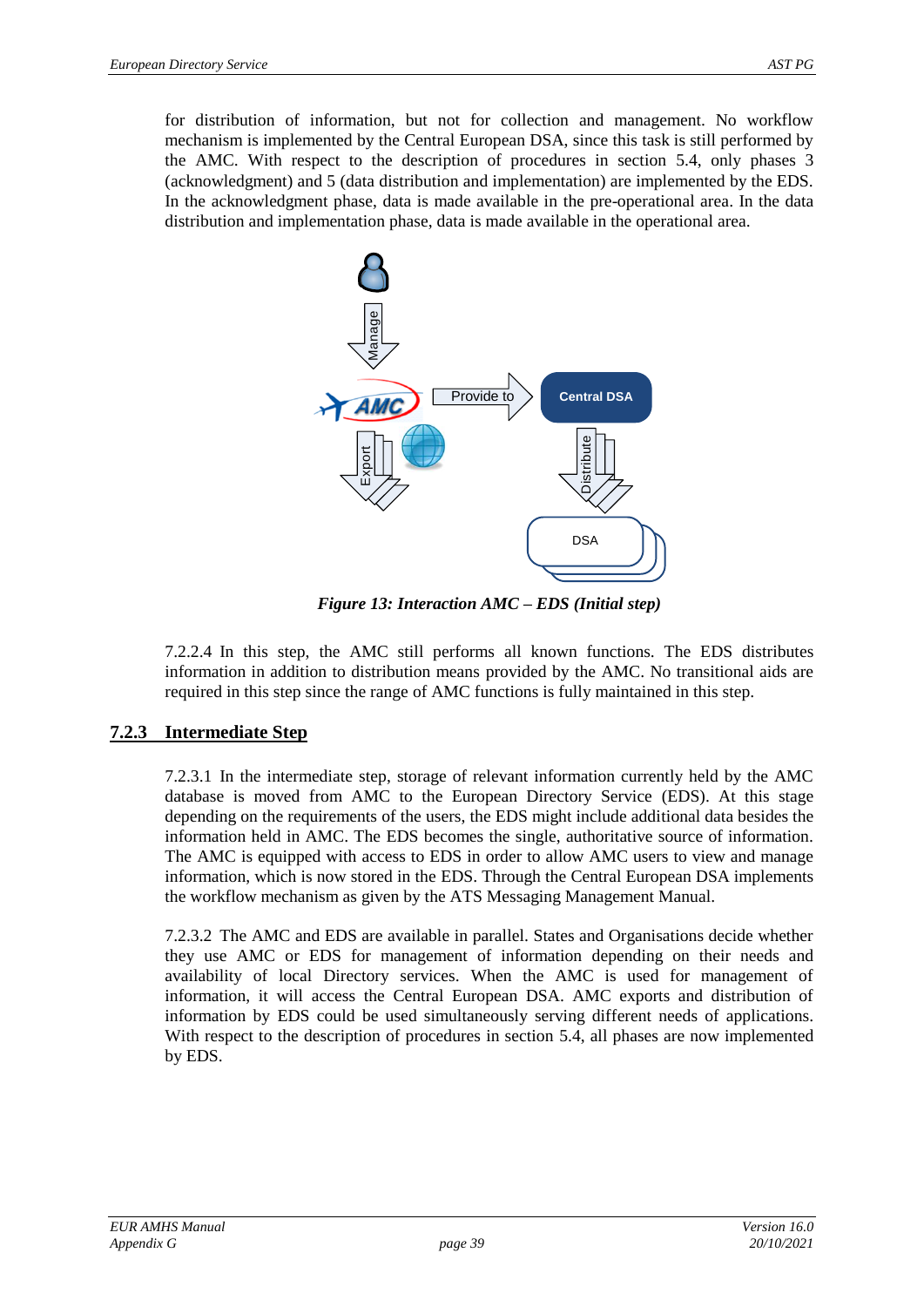for distribution of information, but not for collection and management. No workflow mechanism is implemented by the Central European DSA, since this task is still performed by the AMC. With respect to the description of procedures in section 5.4, only phases 3 (acknowledgment) and 5 (data distribution and implementation) are implemented by the EDS. In the acknowledgment phase, data is made available in the pre-operational area. In the data distribution and implementation phase, data is made available in the operational area.

*Figure 13: Interaction AMC – EDS (Initial step)*

7.2.2.4 In this step, the AMC still performs all known functions. The EDS distributes information in addition to distribution means provided by the AMC. No transitional aids are required in this step since the range of AMC functions is fully maintained in this step.

### 7.2.3 Intermediate Step

7.2.3.1 In the intermediate step, storage of relevant information currently held by the AMC database is moved from AMC to the European Directory Service (EDS). At this stage depending on the requirements of the users, the EDS might include additional data besides the information held in AMC. The EDS becomes the single, authoritative source of information. The AMC is equipped with access to EDS in order to allow AMC users to view and manage information, which is now stored in the EDS. Through the Central European DSA implements the workflow mechanism as given by the ATS Messaging Management Manual.

7.2.3.2 The AMC and EDS are available in parallel. States and Organisations decide whether they use AMC or EDS for management of information depending on their needs and availability of local Directory services. When the AMC is used for management of information, it will access the Central European DSA. AMC exports and distribution of information by EDS could be used simultaneously serving different needs of applications. With respect to the description of procedures in section 5.4, all phases are now implemented by EDS.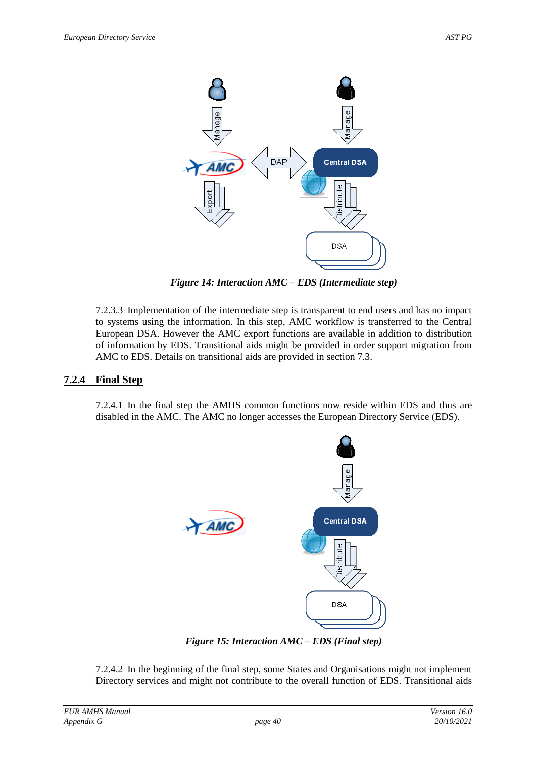*Figure 14: Interaction AMC – EDS (Intermediate step)*

7.2.3.3 Implementation of the intermediate step is transparent to end users and has no impact to systems using the information. In this step, AMC workflow is transferred to the Central European DSA. However the AMC export functions are available in addition to distribution of information by EDS. Transitional aids might be provided in order support migration from AMC to EDS. Details on transitional aids are provided in section 7.3.

### 7.2.4 Final Step

7.2.4.1 In the final step the AMHS common functions now reside within EDS and thus are disabled in the AMC. The AMC no longer accesses the European Directory Service (EDS).

*Figure 15: Interaction AMC – EDS (Final step)*

7.2.4.2 In the beginning of the final step, some States and Organisations might not implement Directory services and might not contribute to the overall function of EDS. Transitional aids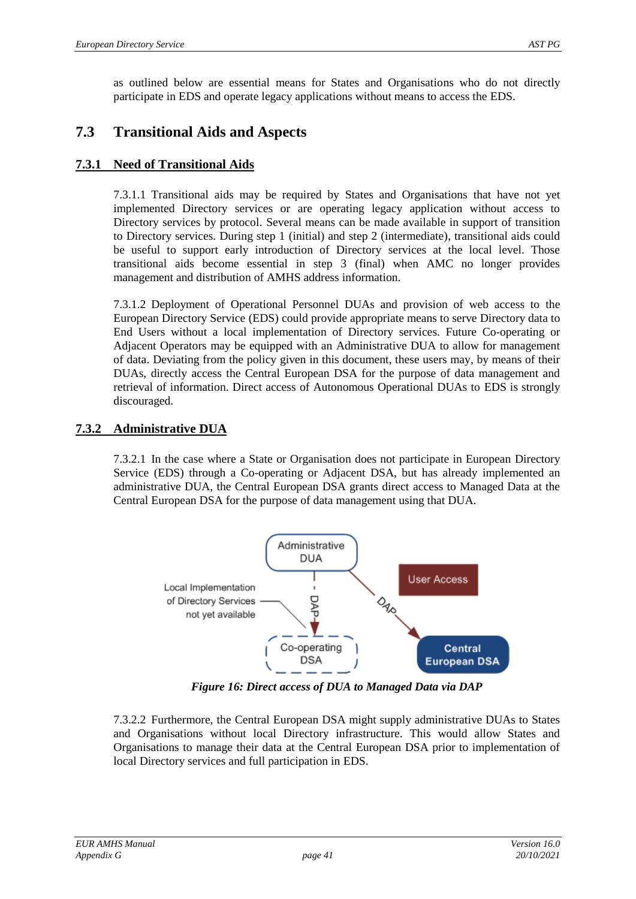as outlined below are essential means for States and Organisations who do not directly participate in EDS and operate legacy applications without means to access the EDS.

## 7.3 Transitional Aids and Aspects

### 7.3.1 Need of Transitional Aids

7.3.1.1 Transitional aids may be required by States and Organisations that have not yet implemented Directory services or are operating legacy application without access to Directory services by protocol. Several means can be made available in support of transition to Directory services. During step 1 (initial) and step 2 (intermediate), transitional aids could be useful to support early introduction of Directory services at the local level. Those transitional aids become essential in step 3 (final) when AMC no longer provides management and distribution of AMHS address information.

7.3.1.2 Deployment of Operational Personnel DUAs and provision of web access to the European Directory Service (EDS) could provide appropriate means to serve Directory data to End Users without a local implementation of Directory services. Future Co-operating or Adjacent Operators may be equipped with an Administrative DUA to allow for management of data. Deviating from the policy given in this document, these users may, by means of their DUAs, directly access the Central European DSA for the purpose of data management and retrieval of information. Direct access of Autonomous Operational DUAs to EDS is strongly discouraged.

### 7.3.2 Administrative DUA

7.3.2.1 In the case where a State or Organisation does not participate in European Directory Service (EDS) through a Co-operating or Adjacent DSA, but has already implemented an administrative DUA, the Central European DSA grants direct access to Managed Data at the Central European DSA for the purpose of data management using that DUA.

*Figure 16: Direct access of DUA to Managed Data via DAP*

7.3.2.2 Furthermore, the Central European DSA might supply administrative DUAs to States and Organisations without local Directory infrastructure. This would allow States and Organisations to manage their data at the Central European DSA prior to implementation of local Directory services and full participation in EDS.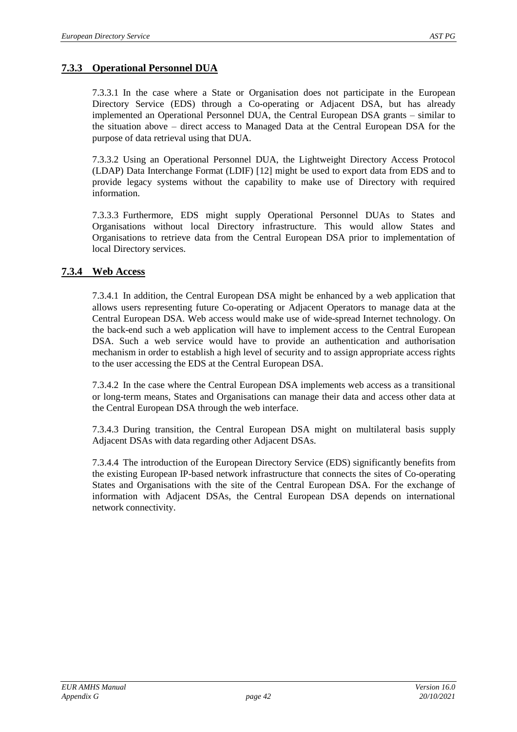### 7.3.3 Operational Personnel DUA

7.3.3.1 In the case where a State or Organisation does not participate in the European Directory Service (EDS) through a Co-operating or Adjacent DSA, but has already implemented an Operational Personnel DUA, the Central European DSA grants – similar to the situation above – direct access to Managed Data at the Central European DSA for the purpose of data retrieval using that DUA.

7.3.3.2 Using an Operational Personnel DUA, the Lightweight Directory Access Protocol (LDAP) Data Interchange Format (LDIF) [12] might be used to export data from EDS and to provide legacy systems without the capability to make use of Directory with required information.

7.3.3.3 Furthermore, EDS might supply Operational Personnel DUAs to States and Organisations without local Directory infrastructure. This would allow States and Organisations to retrieve data from the Central European DSA prior to implementation of local Directory services.

### 7.3.4 Web Access

7.3.4.1 In addition, the Central European DSA might be enhanced by a web application that allows users representing future Co-operating or Adjacent Operators to manage data at the Central European DSA. Web access would make use of wide-spread Internet technology. On the back-end such a web application will have to implement access to the Central European DSA. Such a web service would have to provide an authentication and authorisation mechanism in order to establish a high level of security and to assign appropriate access rights to the user accessing the EDS at the Central European DSA.

7.3.4.2 In the case where the Central European DSA implements web access as a transitional or long-term means, States and Organisations can manage their data and access other data at the Central European DSA through the web interface.

7.3.4.3 During transition, the Central European DSA might on multilateral basis supply Adjacent DSAs with data regarding other Adjacent DSAs.

7.3.4.4 The introduction of the European Directory Service (EDS) significantly benefits from the existing European IP-based network infrastructure that connects the sites of Co-operating States and Organisations with the site of the Central European DSA. For the exchange of information with Adjacent DSAs, the Central European DSA depends on international network connectivity.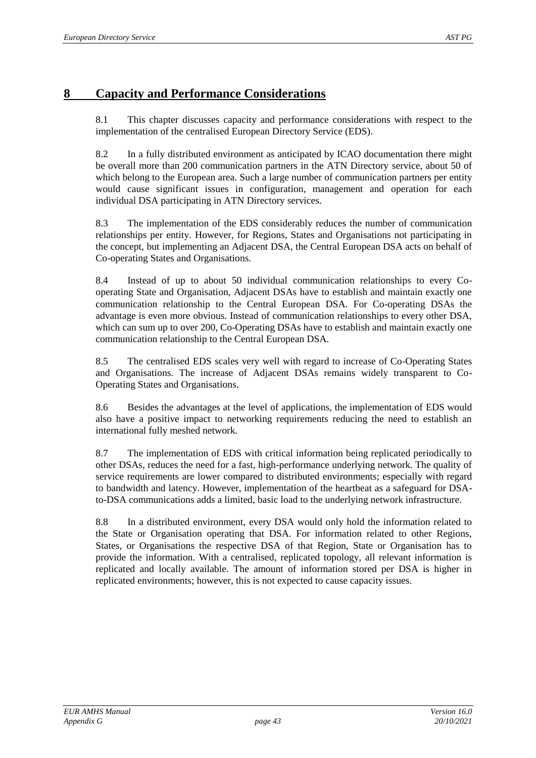# 8 Capacity and Performance Considerations

8.1 This chapter discusses capacity and performance considerations with respect to the implementation of the centralised European Directory Service (EDS).

8.2 In a fully distributed environment as anticipated by ICAO documentation there might be overall more than 200 communication partners in the ATN Directory service, about 50 of which belong to the European area. Such a large number of communication partners per entity would cause significant issues in configuration, management and operation for each individual DSA participating in ATN Directory services.

8.3 The implementation of the EDS considerably reduces the number of communication relationships per entity. However, for Regions, States and Organisations not participating in the concept, but implementing an Adjacent DSA, the Central European DSA acts on behalf of Co-operating States and Organisations.

8.4 Instead of up to about 50 individual communication relationships to every Co-operating State and Organisation, Adjacent DSAs have to establish and maintain exactly one communication relationship to the Central European DSA. For Co-operating DSAs the advantage is even more obvious. Instead of communication relationships to every other DSA, which can sum up to over 200, Co-Operating DSAs have to establish and maintain exactly one communication relationship to the Central European DSA.

8.5 The centralised EDS scales very well with regard to increase of Co-Operating States and Organisations. The increase of Adjacent DSAs remains widely transparent to Co-Operating States and Organisations.

8.6 Besides the advantages at the level of applications, the implementation of EDS would also have a positive impact to networking requirements reducing the need to establish an international fully meshed network.

8.7 The implementation of EDS with critical information being replicated periodically to other DSAs, reduces the need for a fast, high-performance underlying network. The quality of service requirements are lower compared to distributed environments; especially with regard to bandwidth and latency. However, implementation of the heartbeat as a safeguard for DSA-to-DSA communications adds a limited, basic load to the underlying network infrastructure.

8.8 In a distributed environment, every DSA would only hold the information related to the State or Organisation operating that DSA. For information related to other Regions, States, or Organisations the respective DSA of that Region, State or Organisation has to provide the information. With a centralised, replicated topology, all relevant information is replicated and locally available. The amount of information stored per DSA is higher in replicated environments; however, this is not expected to cause capacity issues.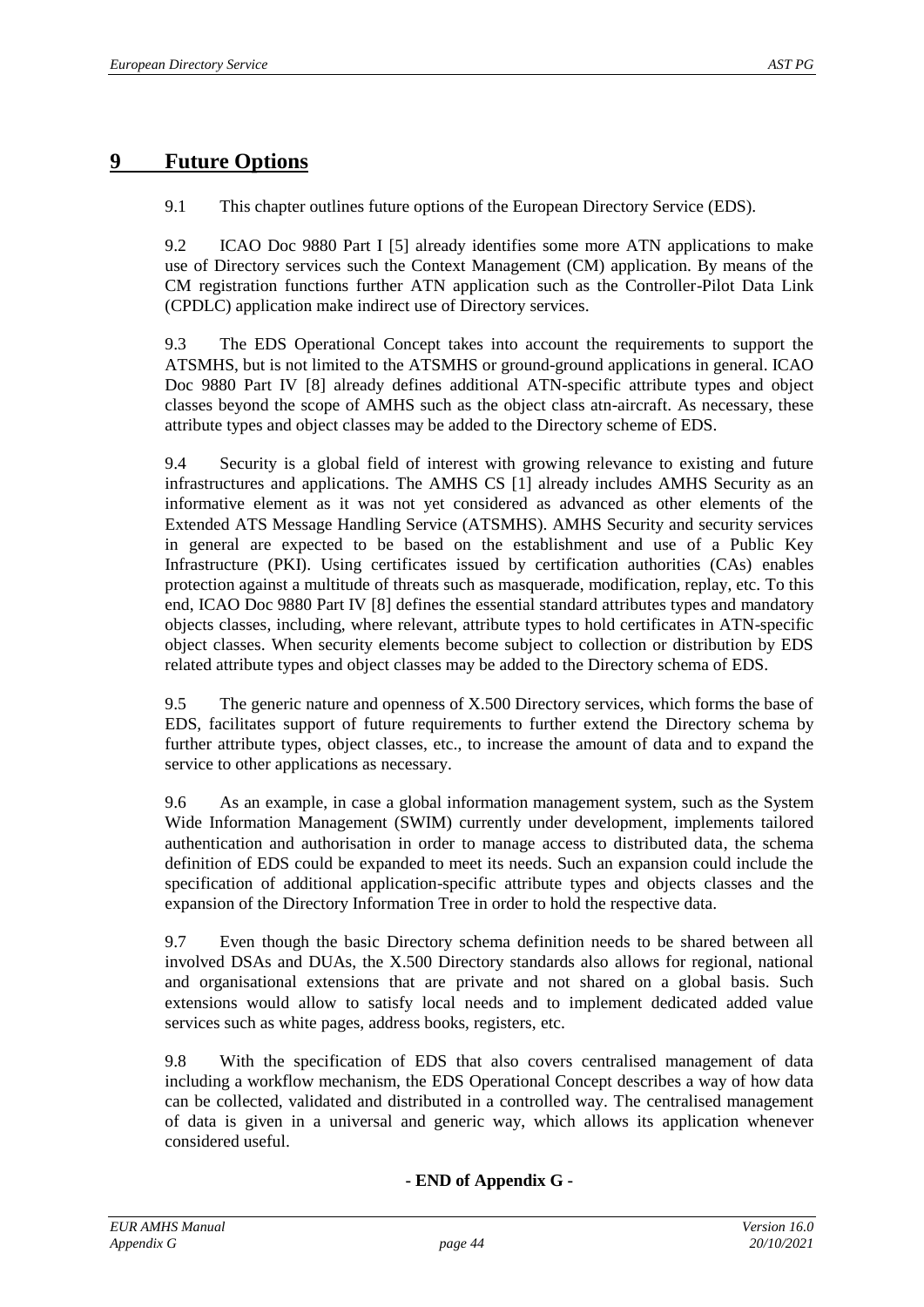# 9 Future Options

9.1 This chapter outlines future options of the European Directory Service (EDS).

9.2 ICAO Doc 9880 Part I [5] already identifies some more ATN applications to make use of Directory services such the Context Management (CM) application. By means of the CM registration functions further ATN application such as the Controller-Pilot Data Link (CPDLC) application make indirect use of Directory services.

9.3 The EDS Operational Concept takes into account the requirements to support the ATSMHS, but is not limited to the ATSMHS or ground-ground applications in general. ICAO Doc 9880 Part IV [8] already defines additional ATN-specific attribute types and object classes beyond the scope of AMHS such as the object class atn-aircraft. As necessary, these attribute types and object classes may be added to the Directory scheme of EDS.

9.4 Security is a global field of interest with growing relevance to existing and future infrastructures and applications. The AMHS CS [1] already includes AMHS Security as an informative element as it was not yet considered as advanced as other elements of the Extended ATS Message Handling Service (ATSMHS). AMHS Security and security services in general are expected to be based on the establishment and use of a Public Key Infrastructure (PKI). Using certificates issued by certification authorities (CAs) enables protection against a multitude of threats such as masquerade, modification, replay, etc. To this end, ICAO Doc 9880 Part IV [8] defines the essential standard attributes types and mandatory objects classes, including, where relevant, attribute types to hold certificates in ATN-specific object classes. When security elements become subject to collection or distribution by EDS related attribute types and object classes may be added to the Directory schema of EDS.

9.5 The generic nature and openness of X.500 Directory services, which forms the base of EDS, facilitates support of future requirements to further extend the Directory schema by further attribute types, object classes, etc., to increase the amount of data and to expand the service to other applications as necessary.

9.6 As an example, in case a global information management system, such as the System Wide Information Management (SWIM) currently under development, implements tailored authentication and authorisation in order to manage access to distributed data, the schema definition of EDS could be expanded to meet its needs. Such an expansion could include the specification of additional application-specific attribute types and objects classes and the expansion of the Directory Information Tree in order to hold the respective data.

9.7 Even though the basic Directory schema definition needs to be shared between all involved DSAs and DUAs, the X.500 Directory standards also allows for regional, national and organisational extensions that are private and not shared on a global basis. Such extensions would allow to satisfy local needs and to implement dedicated added value services such as white pages, address books, registers, etc.

9.8 With the specification of EDS that also covers centralised management of data including a workflow mechanism, the EDS Operational Concept describes a way of how data can be collected, validated and distributed in a controlled way. The centralised management of data is given in a universal and generic way, which allows its application whenever considered useful.

**- END of Appendix G -**